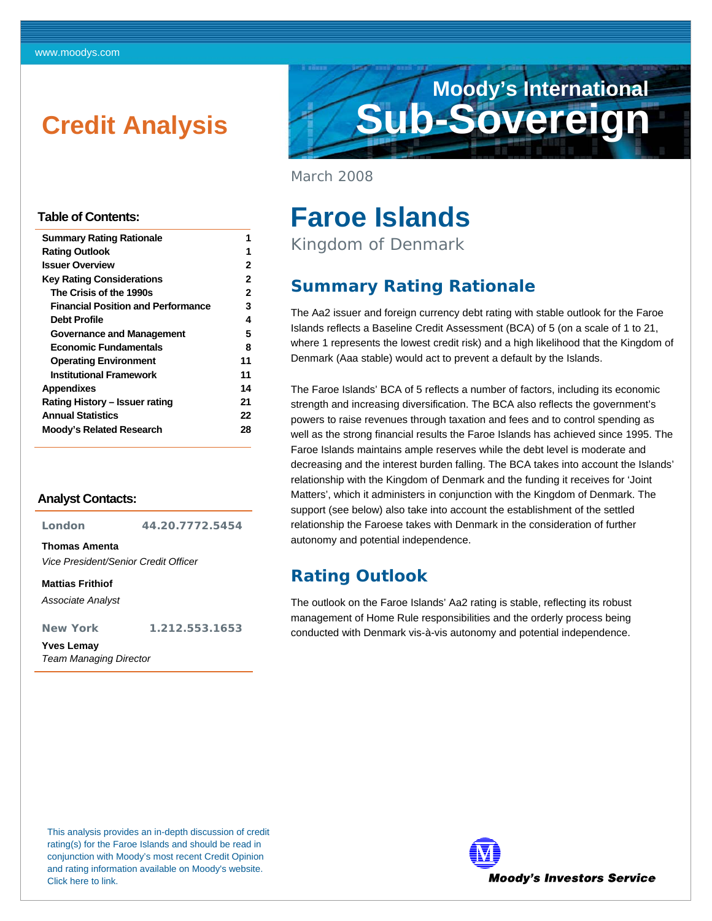www.moodys.com

# Credit Analysis

**Moody's International Sub-Sovereign**

March 2008

# Faroe Islands

Kingdom of Denmark

### Table of Contents:

| | |
|---|---|
| **Summary Rating Rationale** | **1** |
| **Rating Outlook** | **1** |
| **Issuer Overview** | **2** |
| **Key Rating Considerations** | **2** |
| **The Crisis of the 1990s** | **2** |
| **Financial Position and Performance** | **3** |
| **Debt Profile** | **4** |
| **Governance and Management** | **5** |
| **Economic Fundamentals** | **8** |
| **Operating Environment** | **11** |
| **Institutional Framework** | **11** |
| **Appendixes** | **14** |
| **Rating History – Issuer rating** | **21** |
| **Annual Statistics** | **22** |
| **Moody's Related Research** | **28** |

### Analyst Contacts:

**London** 44.20.7772.5454

**Thomas Amenta**
*Vice President/Senior Credit Officer*

**Mattias Frithiof**
*Associate Analyst*

**New York** 1.212.553.1653

**Yves Lemay**
*Team Managing Director*

## Summary Rating Rationale

The Aa2 issuer and foreign currency debt rating with stable outlook for the Faroe Islands reflects a Baseline Credit Assessment (BCA) of 5 (on a scale of 1 to 21, where 1 represents the lowest credit risk) and a high likelihood that the Kingdom of Denmark (Aaa stable) would act to prevent a default by the Islands.

The Faroe Islands' BCA of 5 reflects a number of factors, including its economic strength and increasing diversification. The BCA also reflects the government's powers to raise revenues through taxation and fees and to control spending as well as the strong financial results the Faroe Islands has achieved since 1995. The Faroe Islands maintains ample reserves while the debt level is moderate and decreasing and the interest burden falling. The BCA takes into account the Islands' relationship with the Kingdom of Denmark and the funding it receives for 'Joint Matters', which it administers in conjunction with the Kingdom of Denmark. The support (see below) also take into account the establishment of the settled relationship the Faroese takes with Denmark in the consideration of further autonomy and potential independence.

## Rating Outlook

The outlook on the Faroe Islands' Aa2 rating is stable, reflecting its robust management of Home Rule responsibilities and the orderly process being conducted with Denmark vis-à-vis autonomy and potential independence.

This analysis provides an in-depth discussion of credit rating(s) for the Faroe Islands and should be read in conjunction with Moody's most recent Credit Opinion and rating information available on Moody's website. Click here to link.

Moody's Investors Service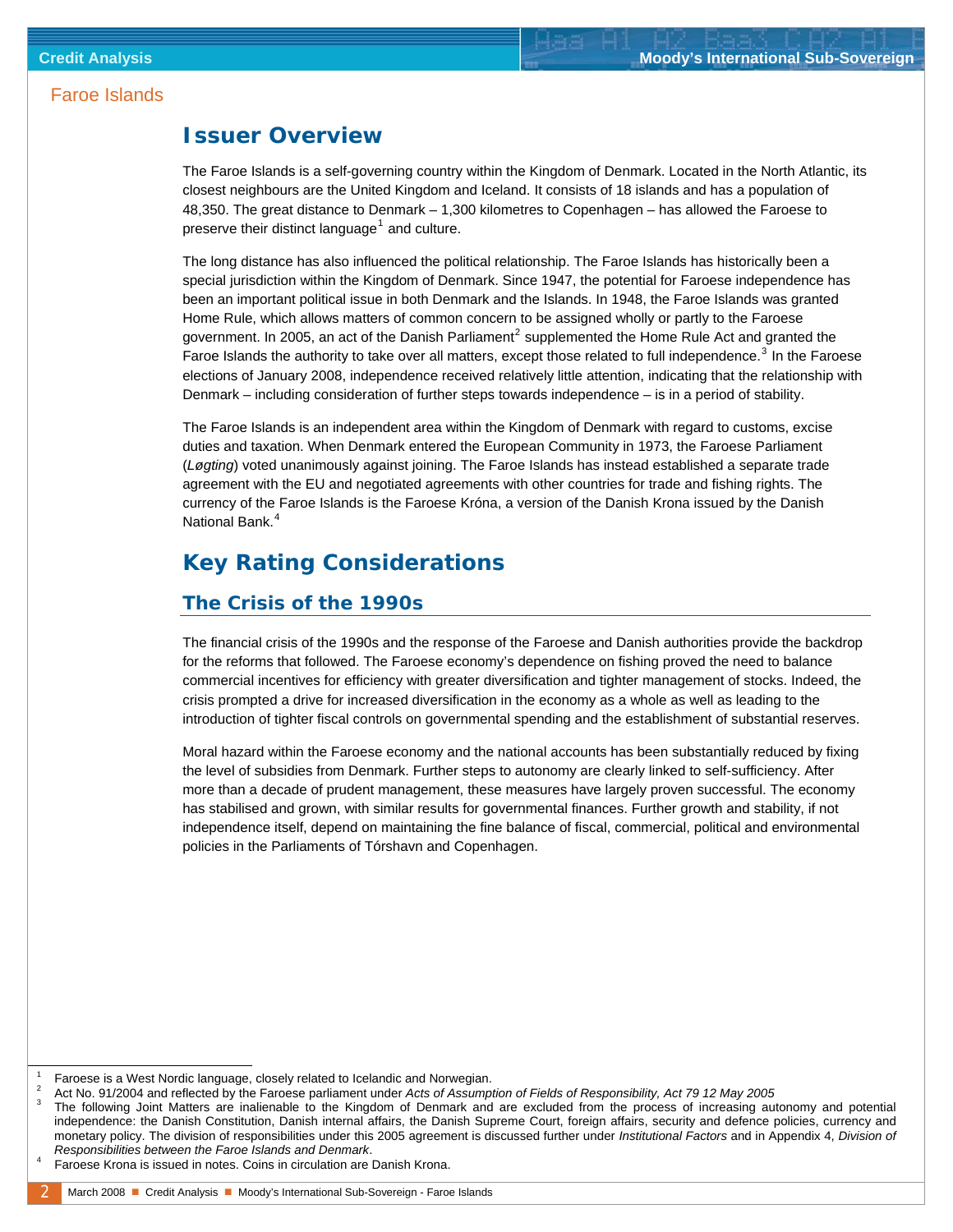Faroe Islands

# Issuer Overview

The Faroe Islands is a self-governing country within the Kingdom of Denmark. Located in the North Atlantic, its closest neighbours are the United Kingdom and Iceland. It consists of 18 islands and has a population of 48,350. The great distance to Denmark – 1,300 kilometres to Copenhagen – has allowed the Faroese to preserve their distinct language[1] and culture.

The long distance has also influenced the political relationship. The Faroe Islands has historically been a special jurisdiction within the Kingdom of Denmark. Since 1947, the potential for Faroese independence has been an important political issue in both Denmark and the Islands. In 1948, the Faroe Islands was granted Home Rule, which allows matters of common concern to be assigned wholly or partly to the Faroese government. In 2005, an act of the Danish Parliament[2] supplemented the Home Rule Act and granted the Faroe Islands the authority to take over all matters, except those related to full independence.[3] In the Faroese elections of January 2008, independence received relatively little attention, indicating that the relationship with Denmark – including consideration of further steps towards independence – is in a period of stability.

The Faroe Islands is an independent area within the Kingdom of Denmark with regard to customs, excise duties and taxation. When Denmark entered the European Community in 1973, the Faroese Parliament (*Løgting*) voted unanimously against joining. The Faroe Islands has instead established a separate trade agreement with the EU and negotiated agreements with other countries for trade and fishing rights. The currency of the Faroe Islands is the Faroese Króna, a version of the Danish Krona issued by the Danish National Bank.[4]

# Key Rating Considerations

## The Crisis of the 1990s

The financial crisis of the 1990s and the response of the Faroese and Danish authorities provide the backdrop for the reforms that followed. The Faroese economy's dependence on fishing proved the need to balance commercial incentives for efficiency with greater diversification and tighter management of stocks. Indeed, the crisis prompted a drive for increased diversification in the economy as a whole as well as leading to the introduction of tighter fiscal controls on governmental spending and the establishment of substantial reserves.

Moral hazard within the Faroese economy and the national accounts has been substantially reduced by fixing the level of subsidies from Denmark. Further steps to autonomy are clearly linked to self-sufficiency. After more than a decade of prudent management, these measures have largely proven successful. The economy has stabilised and grown, with similar results for governmental finances. Further growth and stability, if not independence itself, depend on maintaining the fine balance of fiscal, commercial, political and environmental policies in the Parliaments of Tórshavn and Copenhagen.

---

[1] Faroese is a West Nordic language, closely related to Icelandic and Norwegian.

[2] Act No. 91/2004 and reflected by the Faroese parliament under *Acts of Assumption of Fields of Responsibility, Act 79 12 May 2005*

[3] The following Joint Matters are inalienable to the Kingdom of Denmark and are excluded from the process of increasing autonomy and potential independence: the Danish Constitution, Danish internal affairs, the Danish Supreme Court, foreign affairs, security and defence policies, currency and monetary policy. The division of responsibilities under this 2005 agreement is discussed further under *Institutional Factors* and in Appendix 4, *Division of Responsibilities between the Faroe Islands and Denmark*.

[4] Faroese Krona is issued in notes. Coins in circulation are Danish Krona.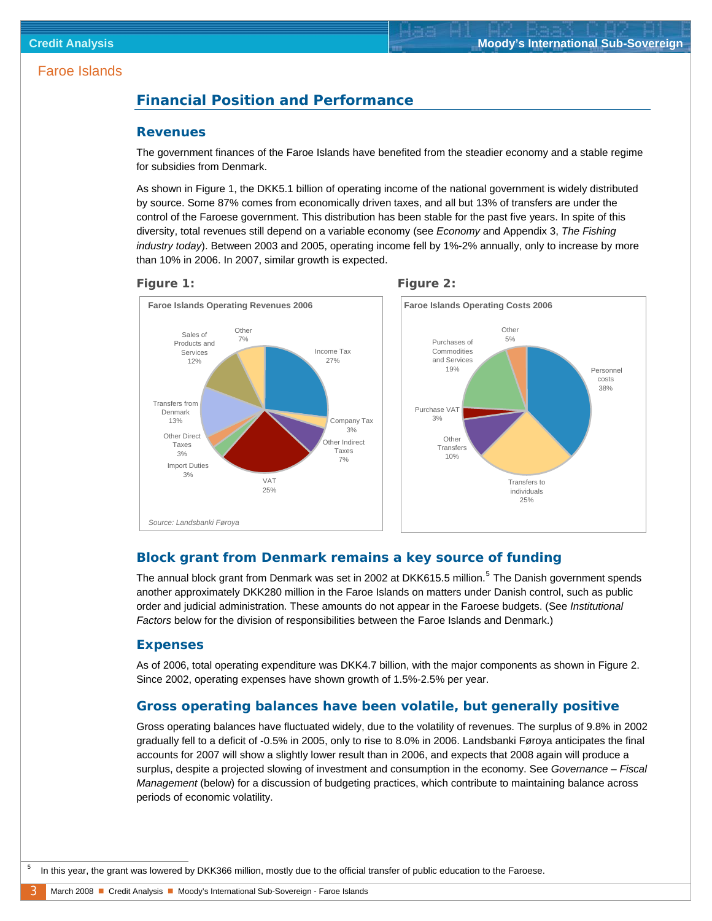Faroe Islands

## Financial Position and Performance

### Revenues

The government finances of the Faroe Islands have benefited from the steadier economy and a stable regime for subsidies from Denmark.

As shown in Figure 1, the DKK5.1 billion of operating income of the national government is widely distributed by source. Some 87% comes from economically driven taxes, and all but 13% of transfers are under the control of the Faroese government. This distribution has been stable for the past five years. In spite of this diversity, total revenues still depend on a variable economy (see *Economy* and Appendix 3, *The Fishing industry today*). Between 2003 and 2005, operating income fell by 1%-2% annually, only to increase by more than 10% in 2006. In 2007, similar growth is expected.

**Figure 1:**

Faroe Islands Operating Revenues 2006

| Source | Share |
|---|---|
| Income Tax | 27% |
| Company Tax | 3% |
| Other Indirect Taxes | 7% |
| VAT | 25% |
| Import Duties | 3% |
| Other Direct Taxes | 3% |
| Transfers from Denmark | 13% |
| Sales of Products and Services | 12% |
| Other | 7% |

*Source: Landsbanki Føroya*

**Figure 2:**

Faroe Islands Operating Costs 2006

| Component | Share |
|---|---|
| Personnel costs | 38% |
| Transfers to individuals | 25% |
| Other Transfers | 10% |
| Purchase VAT | 3% |
| Purchases of Commodities and Services | 19% |
| Other | 5% |

### Block grant from Denmark remains a key source of funding

The annual block grant from Denmark was set in 2002 at DKK615.5 million.[5] The Danish government spends another approximately DKK280 million in the Faroe Islands on matters under Danish control, such as public order and judicial administration. These amounts do not appear in the Faroese budgets. (See *Institutional Factors* below for the division of responsibilities between the Faroe Islands and Denmark.)

### Expenses

As of 2006, total operating expenditure was DKK4.7 billion, with the major components as shown in Figure 2. Since 2002, operating expenses have shown growth of 1.5%-2.5% per year.

### Gross operating balances have been volatile, but generally positive

Gross operating balances have fluctuated widely, due to the volatility of revenues. The surplus of 9.8% in 2002 gradually fell to a deficit of -0.5% in 2005, only to rise to 8.0% in 2006. Landsbanki Føroya anticipates the final accounts for 2007 will show a slightly lower result than in 2006, and expects that 2008 again will produce a surplus, despite a projected slowing of investment and consumption in the economy. See *Governance – Fiscal Management* (below) for a discussion of budgeting practices, which contribute to maintaining balance across periods of economic volatility.

---

[5] In this year, the grant was lowered by DKK366 million, mostly due to the official transfer of public education to the Faroese.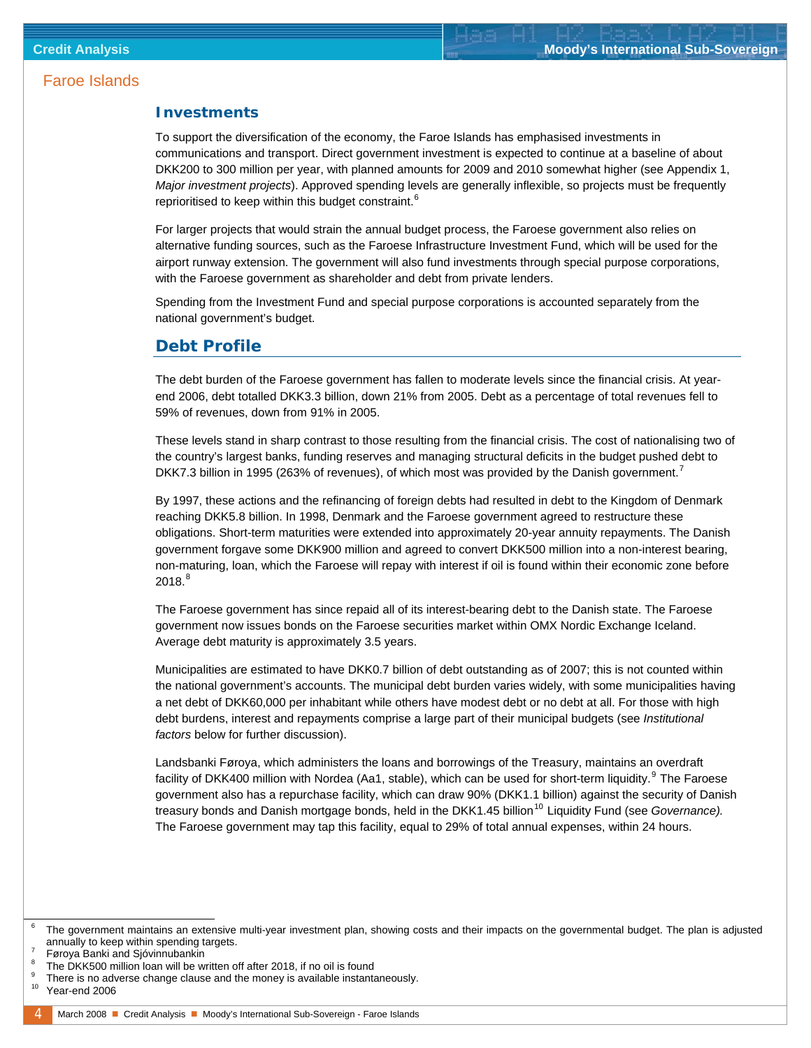## Investments

To support the diversification of the economy, the Faroe Islands has emphasised investments in communications and transport. Direct government investment is expected to continue at a baseline of about DKK200 to 300 million per year, with planned amounts for 2009 and 2010 somewhat higher (see Appendix 1, *Major investment projects*). Approved spending levels are generally inflexible, so projects must be frequently reprioritised to keep within this budget constraint.[6]

For larger projects that would strain the annual budget process, the Faroese government also relies on alternative funding sources, such as the Faroese Infrastructure Investment Fund, which will be used for the airport runway extension. The government will also fund investments through special purpose corporations, with the Faroese government as shareholder and debt from private lenders.

Spending from the Investment Fund and special purpose corporations is accounted separately from the national government's budget.

## Debt Profile

The debt burden of the Faroese government has fallen to moderate levels since the financial crisis. At year-end 2006, debt totalled DKK3.3 billion, down 21% from 2005. Debt as a percentage of total revenues fell to 59% of revenues, down from 91% in 2005.

These levels stand in sharp contrast to those resulting from the financial crisis. The cost of nationalising two of the country's largest banks, funding reserves and managing structural deficits in the budget pushed debt to DKK7.3 billion in 1995 (263% of revenues), of which most was provided by the Danish government.[7]

By 1997, these actions and the refinancing of foreign debts had resulted in debt to the Kingdom of Denmark reaching DKK5.8 billion. In 1998, Denmark and the Faroese government agreed to restructure these obligations. Short-term maturities were extended into approximately 20-year annuity repayments. The Danish government forgave some DKK900 million and agreed to convert DKK500 million into a non-interest bearing, non-maturing, loan, which the Faroese will repay with interest if oil is found within their economic zone before 2018.[8]

The Faroese government has since repaid all of its interest-bearing debt to the Danish state. The Faroese government now issues bonds on the Faroese securities market within OMX Nordic Exchange Iceland. Average debt maturity is approximately 3.5 years.

Municipalities are estimated to have DKK0.7 billion of debt outstanding as of 2007; this is not counted within the national government's accounts. The municipal debt burden varies widely, with some municipalities having a net debt of DKK60,000 per inhabitant while others have modest debt or no debt at all. For those with high debt burdens, interest and repayments comprise a large part of their municipal budgets (see *Institutional factors* below for further discussion).

Landsbanki Føroya, which administers the loans and borrowings of the Treasury, maintains an overdraft facility of DKK400 million with Nordea (Aa1, stable), which can be used for short-term liquidity.[9] The Faroese government also has a repurchase facility, which can draw 90% (DKK1.1 billion) against the security of Danish treasury bonds and Danish mortgage bonds, held in the DKK1.45 billion[10] Liquidity Fund (see *Governance).* The Faroese government may tap this facility, equal to 29% of total annual expenses, within 24 hours.

---

[6] The government maintains an extensive multi-year investment plan, showing costs and their impacts on the governmental budget. The plan is adjusted annually to keep within spending targets.

[7] Føroya Banki and Sjóvinnubankin

[8] The DKK500 million loan will be written off after 2018, if no oil is found

[9] There is no adverse change clause and the money is available instantaneously.

[10] Year-end 2006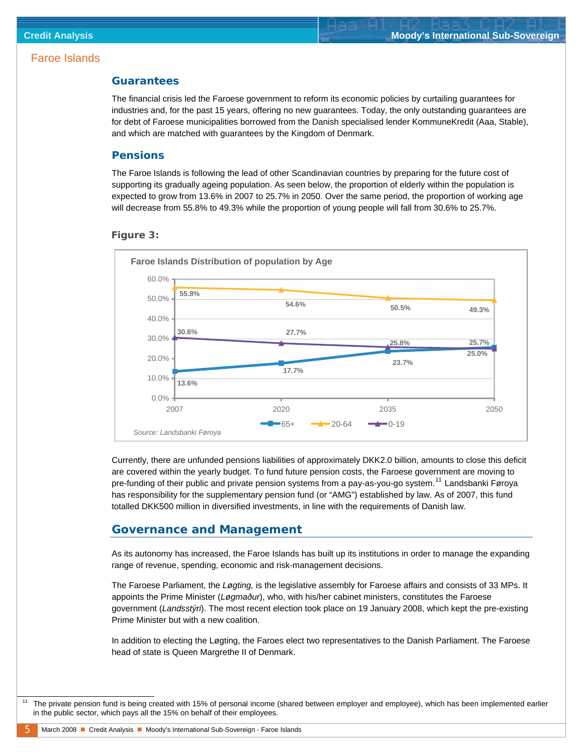## Guarantees

The financial crisis led the Faroese government to reform its economic policies by curtailing guarantees for industries and, for the past 15 years, offering no new guarantees. Today, the only outstanding guarantees are for debt of Faroese municipalities borrowed from the Danish specialised lender KommuneKredit (Aaa, Stable), and which are matched with guarantees by the Kingdom of Denmark.

## Pensions

The Faroe Islands is following the lead of other Scandinavian countries by preparing for the future cost of supporting its gradually ageing population. As seen below, the proportion of elderly within the population is expected to grow from 13.6% in 2007 to 25.7% in 2050. Over the same period, the proportion of working age will decrease from 55.8% to 49.3% while the proportion of young people will fall from 30.6% to 25.7%.

### Figure 3:

**Faroe Islands Distribution of population by Age**

| Age group | 2007 | 2020 | 2035 | 2050 |
|---|---|---|---|---|
| 65+ | 13.6% | 17.7% | 23.7% | 25.7% |
| 20-64 | 55.8% | 54.6% | 50.5% | 49.3% |
| 0-19 | 30.6% | 27.7% | 25.8% | 25.0% |

*Source: Landsbanki Føroya*

Currently, there are unfunded pensions liabilities of approximately DKK2.0 billion, amounts to close this deficit are covered within the yearly budget. To fund future pension costs, the Faroese government are moving to pre-funding of their public and private pension systems from a pay-as-you-go system.[11] Landsbanki Føroya has responsibility for the supplementary pension fund (or "AMG") established by law. As of 2007, this fund totalled DKK500 million in diversified investments, in line with the requirements of Danish law.

## Governance and Management

As its autonomy has increased, the Faroe Islands has built up its institutions in order to manage the expanding range of revenue, spending, economic and risk-management decisions.

The Faroese Parliament, the *Løgting,* is the legislative assembly for Faroese affairs and consists of 33 MPs. It appoints the Prime Minister (*Løgmaður*), who, with his/her cabinet ministers, constitutes the Faroese government (*Landsstýri*). The most recent election took place on 19 January 2008, which kept the pre-existing Prime Minister but with a new coalition.

In addition to electing the Løgting, the Faroes elect two representatives to the Danish Parliament. The Faroese head of state is Queen Margrethe II of Denmark.

[11] The private pension fund is being created with 15% of personal income (shared between employer and employee), which has been implemented earlier in the public sector, which pays all the 15% on behalf of their employees.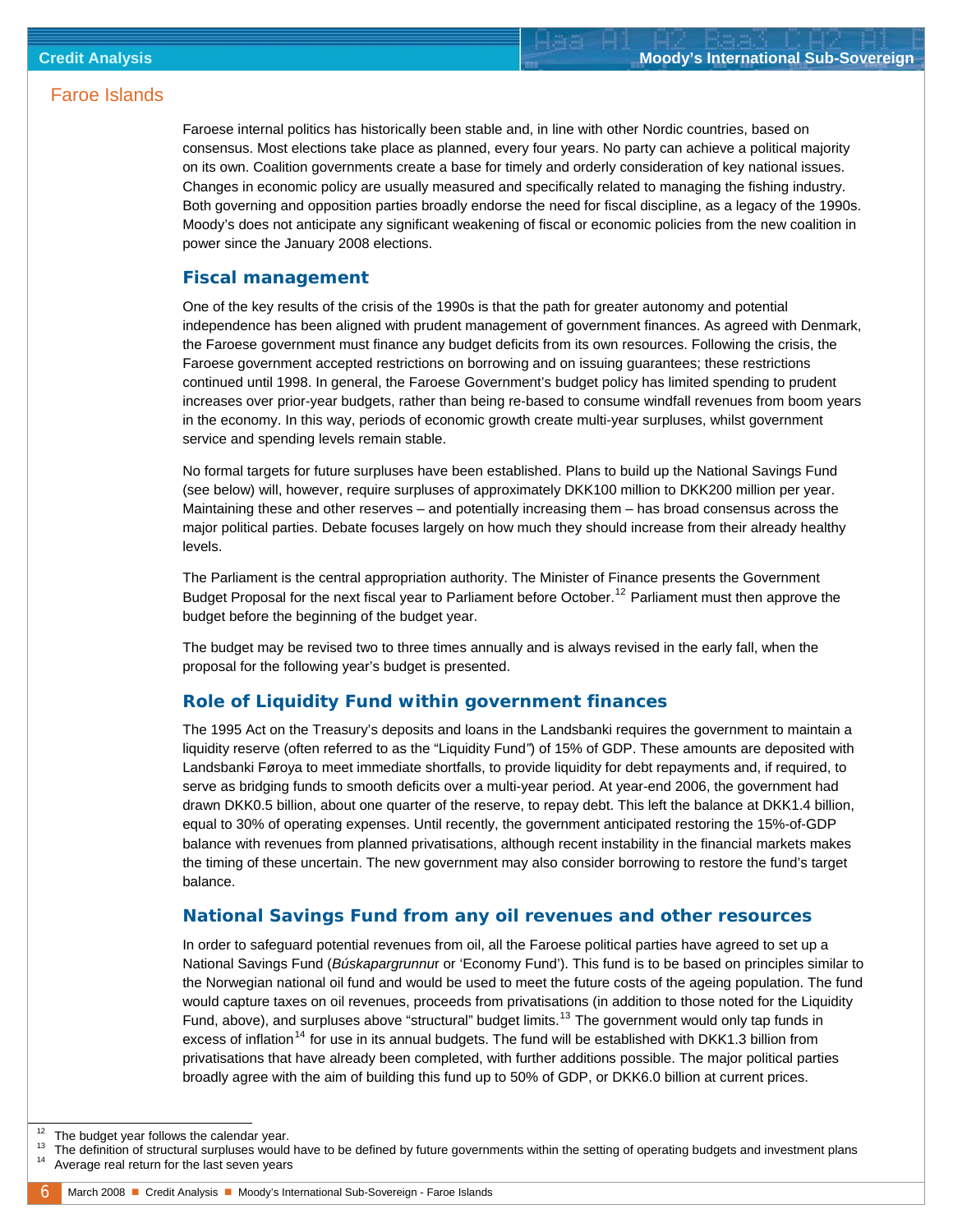Faroese internal politics has historically been stable and, in line with other Nordic countries, based on consensus. Most elections take place as planned, every four years. No party can achieve a political majority on its own. Coalition governments create a base for timely and orderly consideration of key national issues. Changes in economic policy are usually measured and specifically related to managing the fishing industry. Both governing and opposition parties broadly endorse the need for fiscal discipline, as a legacy of the 1990s. Moody's does not anticipate any significant weakening of fiscal or economic policies from the new coalition in power since the January 2008 elections.

## Fiscal management

One of the key results of the crisis of the 1990s is that the path for greater autonomy and potential independence has been aligned with prudent management of government finances. As agreed with Denmark, the Faroese government must finance any budget deficits from its own resources. Following the crisis, the Faroese government accepted restrictions on borrowing and on issuing guarantees; these restrictions continued until 1998. In general, the Faroese Government's budget policy has limited spending to prudent increases over prior-year budgets, rather than being re-based to consume windfall revenues from boom years in the economy. In this way, periods of economic growth create multi-year surpluses, whilst government service and spending levels remain stable.

No formal targets for future surpluses have been established. Plans to build up the National Savings Fund (see below) will, however, require surpluses of approximately DKK100 million to DKK200 million per year. Maintaining these and other reserves – and potentially increasing them – has broad consensus across the major political parties. Debate focuses largely on how much they should increase from their already healthy levels.

The Parliament is the central appropriation authority. The Minister of Finance presents the Government Budget Proposal for the next fiscal year to Parliament before October.[12] Parliament must then approve the budget before the beginning of the budget year.

The budget may be revised two to three times annually and is always revised in the early fall, when the proposal for the following year's budget is presented.

## Role of Liquidity Fund within government finances

The 1995 Act on the Treasury's deposits and loans in the Landsbanki requires the government to maintain a liquidity reserve (often referred to as the "Liquidity Fund") of 15% of GDP. These amounts are deposited with Landsbanki Føroya to meet immediate shortfalls, to provide liquidity for debt repayments and, if required, to serve as bridging funds to smooth deficits over a multi-year period. At year-end 2006, the government had drawn DKK0.5 billion, about one quarter of the reserve, to repay debt. This left the balance at DKK1.4 billion, equal to 30% of operating expenses. Until recently, the government anticipated restoring the 15%-of-GDP balance with revenues from planned privatisations, although recent instability in the financial markets makes the timing of these uncertain. The new government may also consider borrowing to restore the fund's target balance.

## National Savings Fund from any oil revenues and other resources

In order to safeguard potential revenues from oil, all the Faroese political parties have agreed to set up a National Savings Fund (*Búskapargrunnur* or 'Economy Fund'). This fund is to be based on principles similar to the Norwegian national oil fund and would be used to meet the future costs of the ageing population. The fund would capture taxes on oil revenues, proceeds from privatisations (in addition to those noted for the Liquidity Fund, above), and surpluses above "structural" budget limits.[13] The government would only tap funds in excess of inflation[14] for use in its annual budgets. The fund will be established with DKK1.3 billion from privatisations that have already been completed, with further additions possible. The major political parties broadly agree with the aim of building this fund up to 50% of GDP, or DKK6.0 billion at current prices.

---

[12] The budget year follows the calendar year.

[13] The definition of structural surpluses would have to be defined by future governments within the setting of operating budgets and investment plans

[14] Average real return for the last seven years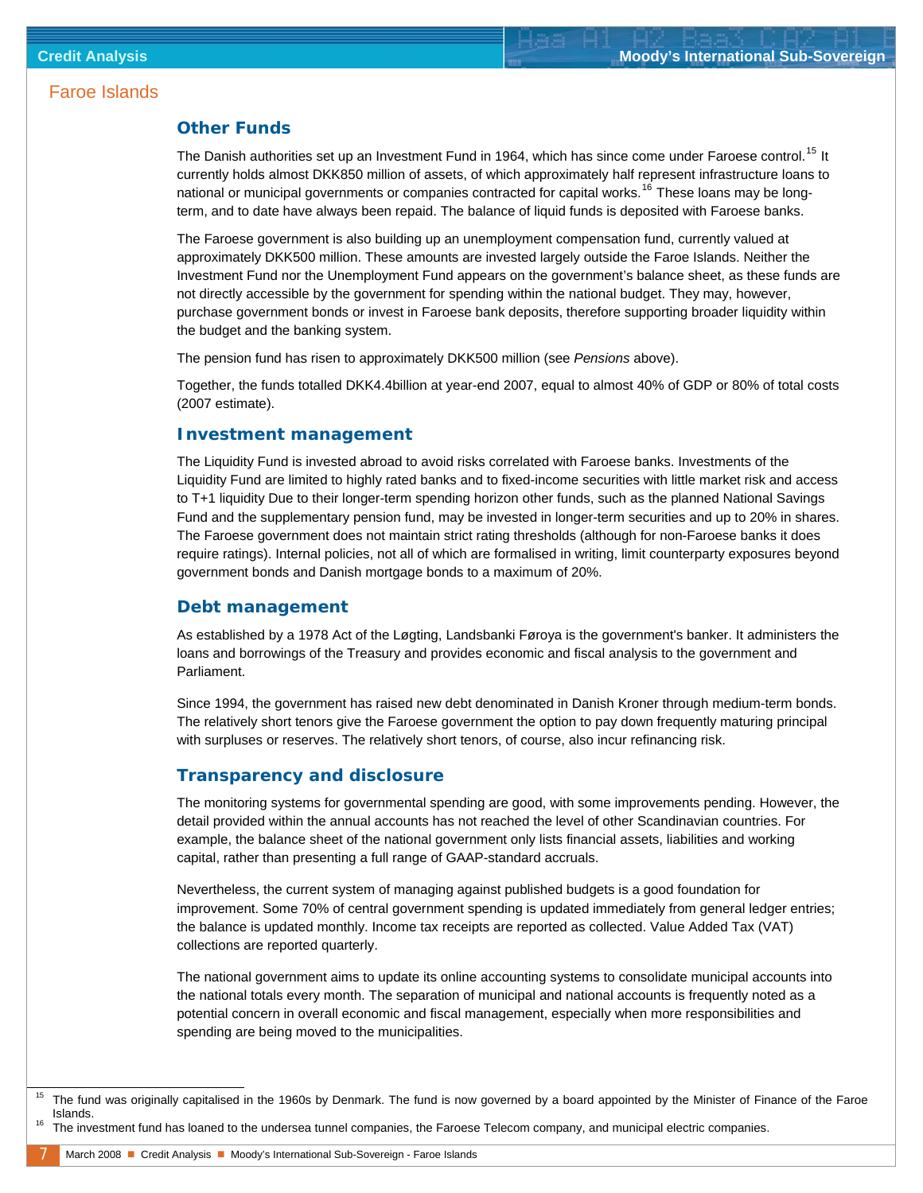## Other Funds

The Danish authorities set up an Investment Fund in 1964, which has since come under Faroese control.[15] It currently holds almost DKK850 million of assets, of which approximately half represent infrastructure loans to national or municipal governments or companies contracted for capital works.[16] These loans may be long-term, and to date have always been repaid. The balance of liquid funds is deposited with Faroese banks.

The Faroese government is also building up an unemployment compensation fund, currently valued at approximately DKK500 million. These amounts are invested largely outside the Faroe Islands. Neither the Investment Fund nor the Unemployment Fund appears on the government's balance sheet, as these funds are not directly accessible by the government for spending within the national budget. They may, however, purchase government bonds or invest in Faroese bank deposits, therefore supporting broader liquidity within the budget and the banking system.

The pension fund has risen to approximately DKK500 million (see *Pensions* above).

Together, the funds totalled DKK4.4billion at year-end 2007, equal to almost 40% of GDP or 80% of total costs (2007 estimate).

## Investment management

The Liquidity Fund is invested abroad to avoid risks correlated with Faroese banks. Investments of the Liquidity Fund are limited to highly rated banks and to fixed-income securities with little market risk and access to T+1 liquidity Due to their longer-term spending horizon other funds, such as the planned National Savings Fund and the supplementary pension fund, may be invested in longer-term securities and up to 20% in shares. The Faroese government does not maintain strict rating thresholds (although for non-Faroese banks it does require ratings). Internal policies, not all of which are formalised in writing, limit counterparty exposures beyond government bonds and Danish mortgage bonds to a maximum of 20%.

## Debt management

As established by a 1978 Act of the Løgting, Landsbanki Føroya is the government's banker. It administers the loans and borrowings of the Treasury and provides economic and fiscal analysis to the government and Parliament.

Since 1994, the government has raised new debt denominated in Danish Kroner through medium-term bonds. The relatively short tenors give the Faroese government the option to pay down frequently maturing principal with surpluses or reserves. The relatively short tenors, of course, also incur refinancing risk.

## Transparency and disclosure

The monitoring systems for governmental spending are good, with some improvements pending. However, the detail provided within the annual accounts has not reached the level of other Scandinavian countries. For example, the balance sheet of the national government only lists financial assets, liabilities and working capital, rather than presenting a full range of GAAP-standard accruals.

Nevertheless, the current system of managing against published budgets is a good foundation for improvement. Some 70% of central government spending is updated immediately from general ledger entries; the balance is updated monthly. Income tax receipts are reported as collected. Value Added Tax (VAT) collections are reported quarterly.

The national government aims to update its online accounting systems to consolidate municipal accounts into the national totals every month. The separation of municipal and national accounts is frequently noted as a potential concern in overall economic and fiscal management, especially when more responsibilities and spending are being moved to the municipalities.

---

[15] The fund was originally capitalised in the 1960s by Denmark. The fund is now governed by a board appointed by the Minister of Finance of the Faroe Islands.

[16] The investment fund has loaned to the undersea tunnel companies, the Faroese Telecom company, and municipal electric companies.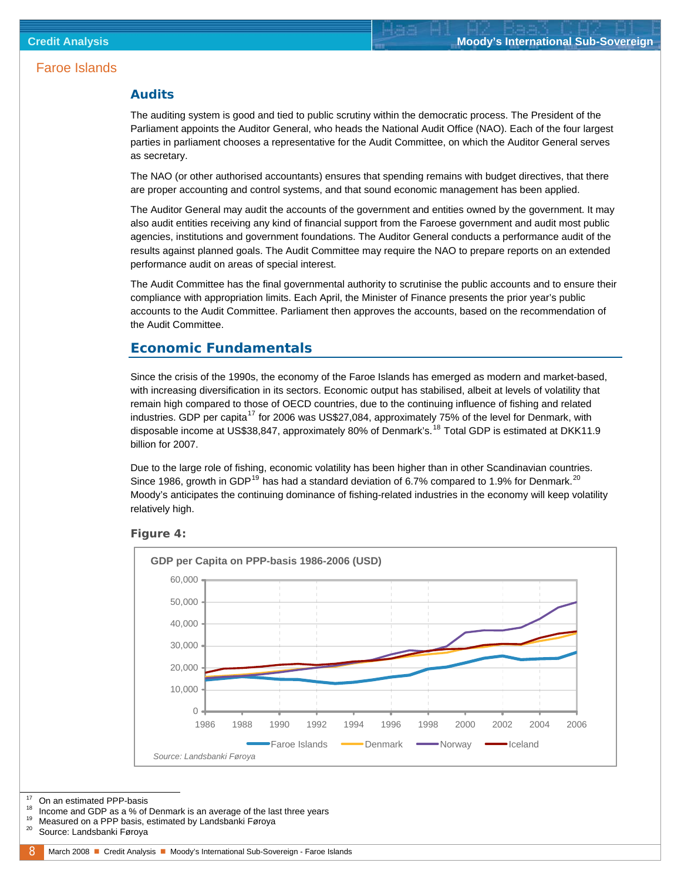## Faroe Islands

### Audits

The auditing system is good and tied to public scrutiny within the democratic process. The President of the Parliament appoints the Auditor General, who heads the National Audit Office (NAO). Each of the four largest parties in parliament chooses a representative for the Audit Committee, on which the Auditor General serves as secretary.

The NAO (or other authorised accountants) ensures that spending remains with budget directives, that there are proper accounting and control systems, and that sound economic management has been applied.

The Auditor General may audit the accounts of the government and entities owned by the government. It may also audit entities receiving any kind of financial support from the Faroese government and audit most public agencies, institutions and government foundations. The Auditor General conducts a performance audit of the results against planned goals. The Audit Committee may require the NAO to prepare reports on an extended performance audit on areas of special interest.

The Audit Committee has the final governmental authority to scrutinise the public accounts and to ensure their compliance with appropriation limits. Each April, the Minister of Finance presents the prior year's public accounts to the Audit Committee. Parliament then approves the accounts, based on the recommendation of the Audit Committee.

## Economic Fundamentals

Since the crisis of the 1990s, the economy of the Faroe Islands has emerged as modern and market-based, with increasing diversification in its sectors. Economic output has stabilised, albeit at levels of volatility that remain high compared to those of OECD countries, due to the continuing influence of fishing and related industries. GDP per capita[17] for 2006 was US$27,084, approximately 75% of the level for Denmark, with disposable income at US$38,847, approximately 80% of Denmark's.[18] Total GDP is estimated at DKK11.9 billion for 2007.

Due to the large role of fishing, economic volatility has been higher than in other Scandinavian countries. Since 1986, growth in GDP[19] has had a standard deviation of 6.7% compared to 1.9% for Denmark.[20] Moody's anticipates the continuing dominance of fishing-related industries in the economy will keep volatility relatively high.

**Figure 4:**

GDP per Capita on PPP-basis 1986-2006 (USD)

*Source: Landsbanki Føroya*

[17] On an estimated PPP-basis

[18] Income and GDP as a % of Denmark is an average of the last three years

[19] Measured on a PPP basis, estimated by Landsbanki Føroya

[20] Source: Landsbanki Føroya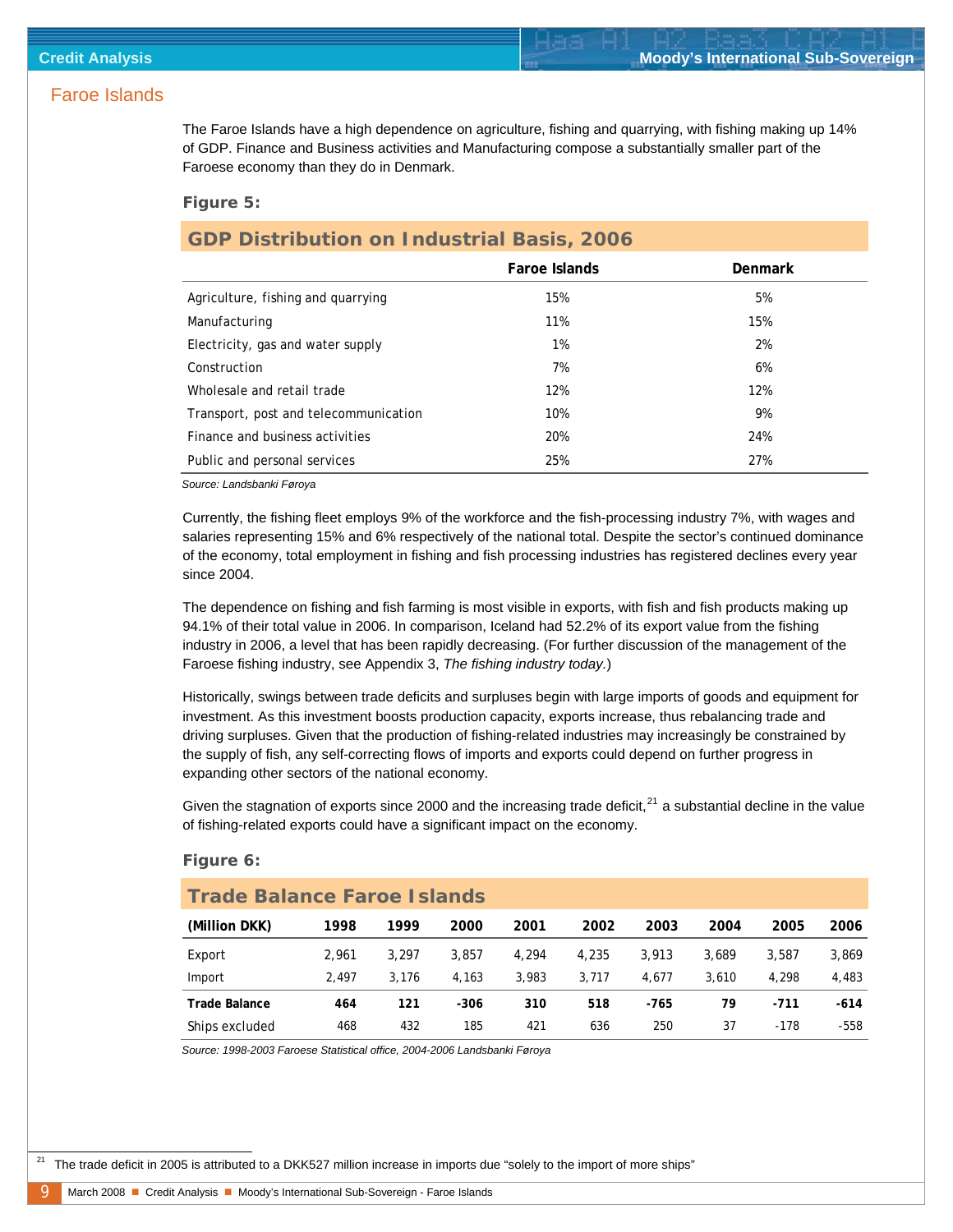## Faroe Islands

The Faroe Islands have a high dependence on agriculture, fishing and quarrying, with fishing making up 14% of GDP. Finance and Business activities and Manufacturing compose a substantially smaller part of the Faroese economy than they do in Denmark.

**Figure 5:**

**GDP Distribution on Industrial Basis, 2006**

| | Faroe Islands | Denmark |
|---|---|---|
| Agriculture, fishing and quarrying | 15% | 5% |
| Manufacturing | 11% | 15% |
| Electricity, gas and water supply | 1% | 2% |
| Construction | 7% | 6% |
| Wholesale and retail trade | 12% | 12% |
| Transport, post and telecommunication | 10% | 9% |
| Finance and business activities | 20% | 24% |
| Public and personal services | 25% | 27% |

*Source: Landsbanki Føroya*

Currently, the fishing fleet employs 9% of the workforce and the fish-processing industry 7%, with wages and salaries representing 15% and 6% respectively of the national total. Despite the sector's continued dominance of the economy, total employment in fishing and fish processing industries has registered declines every year since 2004.

The dependence on fishing and fish farming is most visible in exports, with fish and fish products making up 94.1% of their total value in 2006. In comparison, Iceland had 52.2% of its export value from the fishing industry in 2006, a level that has been rapidly decreasing. (For further discussion of the management of the Faroese fishing industry, see Appendix 3, *The fishing industry today.*)

Historically, swings between trade deficits and surpluses begin with large imports of goods and equipment for investment. As this investment boosts production capacity, exports increase, thus rebalancing trade and driving surpluses. Given that the production of fishing-related industries may increasingly be constrained by the supply of fish, any self-correcting flows of imports and exports could depend on further progress in expanding other sectors of the national economy.

Given the stagnation of exports since 2000 and the increasing trade deficit,[21] a substantial decline in the value of fishing-related exports could have a significant impact on the economy.

**Figure 6:**

**Trade Balance Faroe Islands**

| (Million DKK) | 1998 | 1999 | 2000 | 2001 | 2002 | 2003 | 2004 | 2005 | 2006 |
|---|---|---|---|---|---|---|---|---|---|
| Export | 2,961 | 3,297 | 3,857 | 4,294 | 4,235 | 3,913 | 3,689 | 3,587 | 3,869 |
| Import | 2,497 | 3,176 | 4,163 | 3,983 | 3,717 | 4,677 | 3,610 | 4,298 | 4,483 |
| **Trade Balance** | **464** | **121** | **-306** | **310** | **518** | **-765** | **79** | **-711** | **-614** |
| Ships excluded | 468 | 432 | 185 | 421 | 636 | 250 | 37 | -178 | -558 |

*Source: 1998-2003 Faroese Statistical office, 2004-2006 Landsbanki Føroya*

[21] The trade deficit in 2005 is attributed to a DKK527 million increase in imports due "solely to the import of more ships"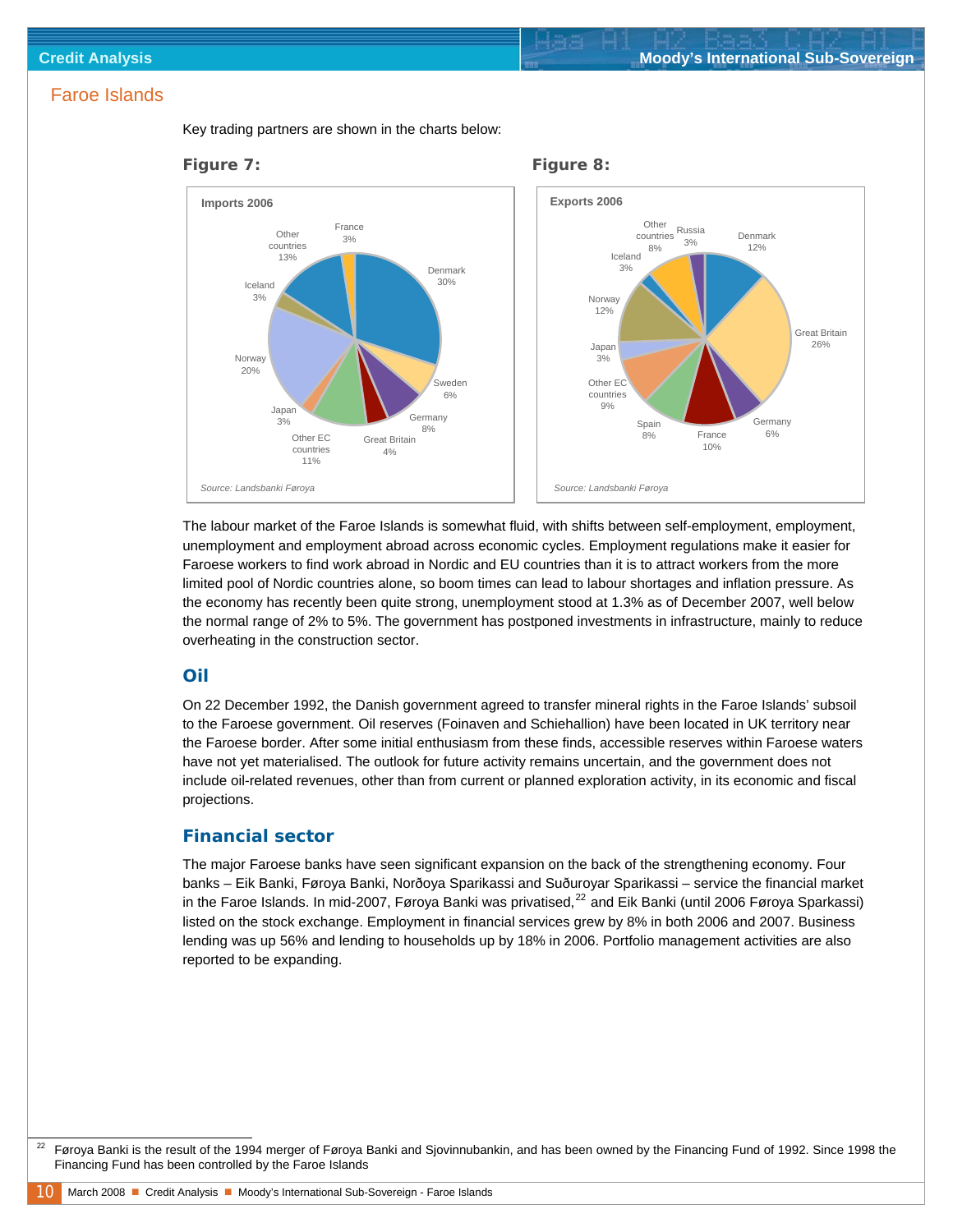## Faroe Islands

Key trading partners are shown in the charts below:

**Figure 7:**

Imports 2006

| Country | Share |
|---|---|
| Denmark | 30% |
| Sweden | 6% |
| Germany | 8% |
| Great Britain | 4% |
| Other EC countries | 11% |
| Japan | 3% |
| Norway | 20% |
| Iceland | 3% |
| Other countries | 13% |
| France | 3% |

*Source: Landsbanki Føroya*

**Figure 8:**

Exports 2006

| Country | Share |
|---|---|
| Denmark | 12% |
| Great Britain | 26% |
| Germany | 6% |
| France | 10% |
| Spain | 8% |
| Other EC countries | 9% |
| Japan | 3% |
| Norway | 12% |
| Iceland | 3% |
| Other countries | 8% |
| Russia | 3% |

*Source: Landsbanki Føroya*

The labour market of the Faroe Islands is somewhat fluid, with shifts between self-employment, employment, unemployment and employment abroad across economic cycles. Employment regulations make it easier for Faroese workers to find work abroad in Nordic and EU countries than it is to attract workers from the more limited pool of Nordic countries alone, so boom times can lead to labour shortages and inflation pressure. As the economy has recently been quite strong, unemployment stood at 1.3% as of December 2007, well below the normal range of 2% to 5%. The government has postponed investments in infrastructure, mainly to reduce overheating in the construction sector.

### Oil

On 22 December 1992, the Danish government agreed to transfer mineral rights in the Faroe Islands' subsoil to the Faroese government. Oil reserves (Foinaven and Schiehallion) have been located in UK territory near the Faroese border. After some initial enthusiasm from these finds, accessible reserves within Faroese waters have not yet materialised. The outlook for future activity remains uncertain, and the government does not include oil-related revenues, other than from current or planned exploration activity, in its economic and fiscal projections.

### Financial sector

The major Faroese banks have seen significant expansion on the back of the strengthening economy. Four banks – Eik Banki, Føroya Banki, Norðoya Sparikassi and Suðuroyar Sparikassi – service the financial market in the Faroe Islands. In mid-2007, Føroya Banki was privatised,[22] and Eik Banki (until 2006 Føroya Sparkassi) listed on the stock exchange. Employment in financial services grew by 8% in both 2006 and 2007. Business lending was up 56% and lending to households up by 18% in 2006. Portfolio management activities are also reported to be expanding.

[22] Føroya Banki is the result of the 1994 merger of Føroya Banki and Sjovinnubankin, and has been owned by the Financing Fund of 1992. Since 1998 the Financing Fund has been controlled by the Faroe Islands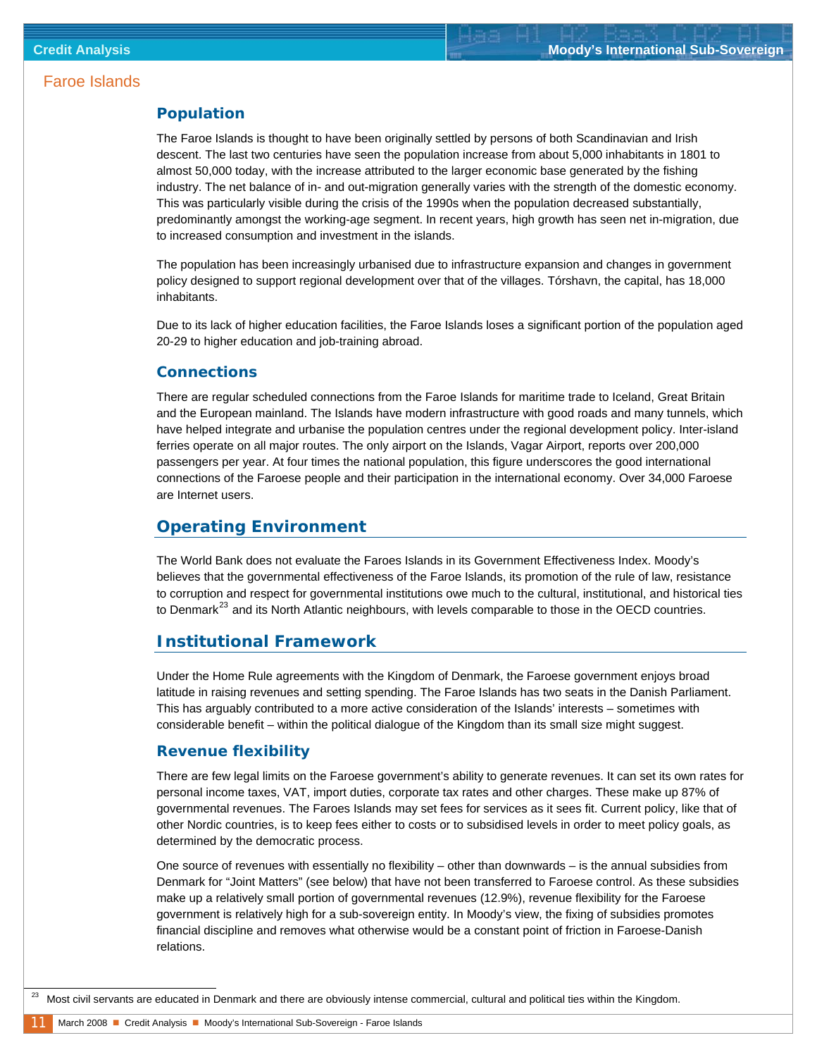## Faroe Islands

### Population

The Faroe Islands is thought to have been originally settled by persons of both Scandinavian and Irish descent. The last two centuries have seen the population increase from about 5,000 inhabitants in 1801 to almost 50,000 today, with the increase attributed to the larger economic base generated by the fishing industry. The net balance of in- and out-migration generally varies with the strength of the domestic economy. This was particularly visible during the crisis of the 1990s when the population decreased substantially, predominantly amongst the working-age segment. In recent years, high growth has seen net in-migration, due to increased consumption and investment in the islands.

The population has been increasingly urbanised due to infrastructure expansion and changes in government policy designed to support regional development over that of the villages. Tórshavn, the capital, has 18,000 inhabitants.

Due to its lack of higher education facilities, the Faroe Islands loses a significant portion of the population aged 20-29 to higher education and job-training abroad.

### Connections

There are regular scheduled connections from the Faroe Islands for maritime trade to Iceland, Great Britain and the European mainland. The Islands have modern infrastructure with good roads and many tunnels, which have helped integrate and urbanise the population centres under the regional development policy. Inter-island ferries operate on all major routes. The only airport on the Islands, Vagar Airport, reports over 200,000 passengers per year. At four times the national population, this figure underscores the good international connections of the Faroese people and their participation in the international economy. Over 34,000 Faroese are Internet users.

## Operating Environment

The World Bank does not evaluate the Faroes Islands in its Government Effectiveness Index. Moody's believes that the governmental effectiveness of the Faroe Islands, its promotion of the rule of law, resistance to corruption and respect for governmental institutions owe much to the cultural, institutional, and historical ties to Denmark[23] and its North Atlantic neighbours, with levels comparable to those in the OECD countries.

## Institutional Framework

Under the Home Rule agreements with the Kingdom of Denmark, the Faroese government enjoys broad latitude in raising revenues and setting spending. The Faroe Islands has two seats in the Danish Parliament. This has arguably contributed to a more active consideration of the Islands' interests – sometimes with considerable benefit – within the political dialogue of the Kingdom than its small size might suggest.

### Revenue flexibility

There are few legal limits on the Faroese government's ability to generate revenues. It can set its own rates for personal income taxes, VAT, import duties, corporate tax rates and other charges. These make up 87% of governmental revenues. The Faroes Islands may set fees for services as it sees fit. Current policy, like that of other Nordic countries, is to keep fees either to costs or to subsidised levels in order to meet policy goals, as determined by the democratic process.

One source of revenues with essentially no flexibility – other than downwards – is the annual subsidies from Denmark for "Joint Matters" (see below) that have not been transferred to Faroese control. As these subsidies make up a relatively small portion of governmental revenues (12.9%), revenue flexibility for the Faroese government is relatively high for a sub-sovereign entity. In Moody's view, the fixing of subsidies promotes financial discipline and removes what otherwise would be a constant point of friction in Faroese-Danish relations.

[23] Most civil servants are educated in Denmark and there are obviously intense commercial, cultural and political ties within the Kingdom.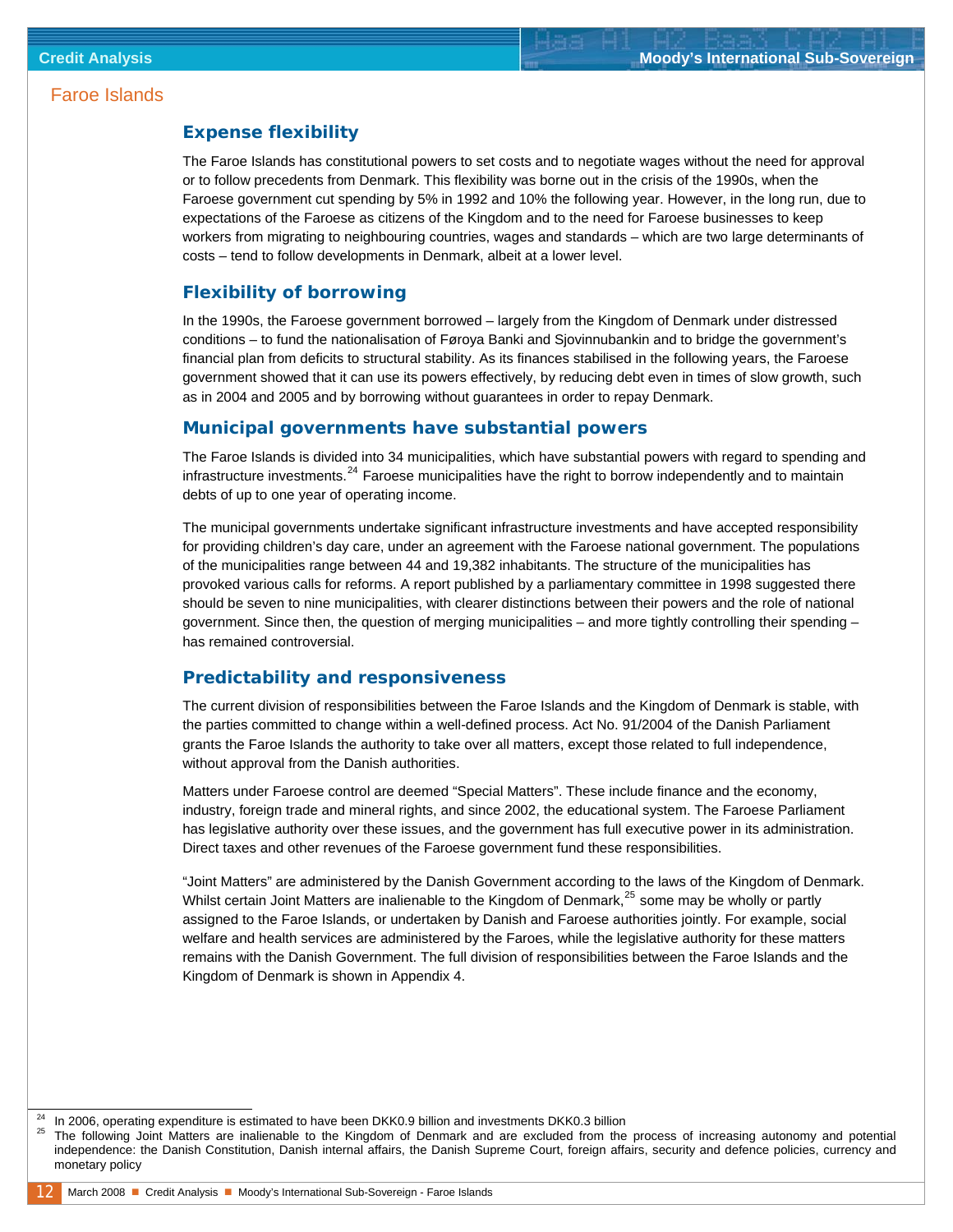## Expense flexibility

The Faroe Islands has constitutional powers to set costs and to negotiate wages without the need for approval or to follow precedents from Denmark. This flexibility was borne out in the crisis of the 1990s, when the Faroese government cut spending by 5% in 1992 and 10% the following year. However, in the long run, due to expectations of the Faroese as citizens of the Kingdom and to the need for Faroese businesses to keep workers from migrating to neighbouring countries, wages and standards – which are two large determinants of costs – tend to follow developments in Denmark, albeit at a lower level.

## Flexibility of borrowing

In the 1990s, the Faroese government borrowed – largely from the Kingdom of Denmark under distressed conditions – to fund the nationalisation of Føroya Banki and Sjovinnubankin and to bridge the government's financial plan from deficits to structural stability. As its finances stabilised in the following years, the Faroese government showed that it can use its powers effectively, by reducing debt even in times of slow growth, such as in 2004 and 2005 and by borrowing without guarantees in order to repay Denmark.

## Municipal governments have substantial powers

The Faroe Islands is divided into 34 municipalities, which have substantial powers with regard to spending and infrastructure investments.[24] Faroese municipalities have the right to borrow independently and to maintain debts of up to one year of operating income.

The municipal governments undertake significant infrastructure investments and have accepted responsibility for providing children's day care, under an agreement with the Faroese national government. The populations of the municipalities range between 44 and 19,382 inhabitants. The structure of the municipalities has provoked various calls for reforms. A report published by a parliamentary committee in 1998 suggested there should be seven to nine municipalities, with clearer distinctions between their powers and the role of national government. Since then, the question of merging municipalities – and more tightly controlling their spending – has remained controversial.

## Predictability and responsiveness

The current division of responsibilities between the Faroe Islands and the Kingdom of Denmark is stable, with the parties committed to change within a well-defined process. Act No. 91/2004 of the Danish Parliament grants the Faroe Islands the authority to take over all matters, except those related to full independence, without approval from the Danish authorities.

Matters under Faroese control are deemed "Special Matters". These include finance and the economy, industry, foreign trade and mineral rights, and since 2002, the educational system. The Faroese Parliament has legislative authority over these issues, and the government has full executive power in its administration. Direct taxes and other revenues of the Faroese government fund these responsibilities.

"Joint Matters" are administered by the Danish Government according to the laws of the Kingdom of Denmark. Whilst certain Joint Matters are inalienable to the Kingdom of Denmark,[25] some may be wholly or partly assigned to the Faroe Islands, or undertaken by Danish and Faroese authorities jointly. For example, social welfare and health services are administered by the Faroes, while the legislative authority for these matters remains with the Danish Government. The full division of responsibilities between the Faroe Islands and the Kingdom of Denmark is shown in Appendix 4.

---

[24] In 2006, operating expenditure is estimated to have been DKK0.9 billion and investments DKK0.3 billion

[25] The following Joint Matters are inalienable to the Kingdom of Denmark and are excluded from the process of increasing autonomy and potential independence: the Danish Constitution, Danish internal affairs, the Danish Supreme Court, foreign affairs, security and defence policies, currency and monetary policy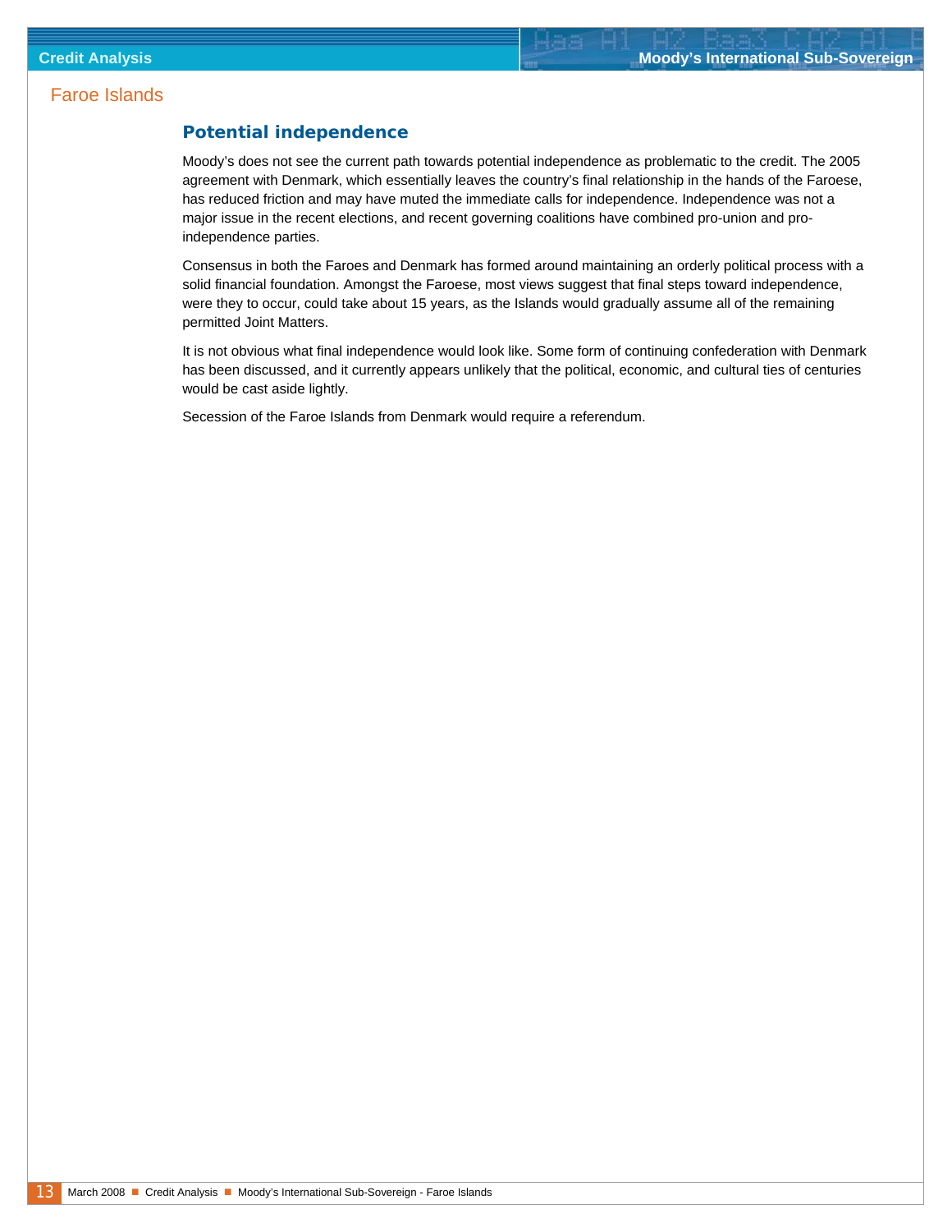## Potential independence

Moody's does not see the current path towards potential independence as problematic to the credit. The 2005 agreement with Denmark, which essentially leaves the country's final relationship in the hands of the Faroese, has reduced friction and may have muted the immediate calls for independence. Independence was not a major issue in the recent elections, and recent governing coalitions have combined pro-union and pro-independence parties.

Consensus in both the Faroes and Denmark has formed around maintaining an orderly political process with a solid financial foundation. Amongst the Faroese, most views suggest that final steps toward independence, were they to occur, could take about 15 years, as the Islands would gradually assume all of the remaining permitted Joint Matters.

It is not obvious what final independence would look like. Some form of continuing confederation with Denmark has been discussed, and it currently appears unlikely that the political, economic, and cultural ties of centuries would be cast aside lightly.

Secession of the Faroe Islands from Denmark would require a referendum.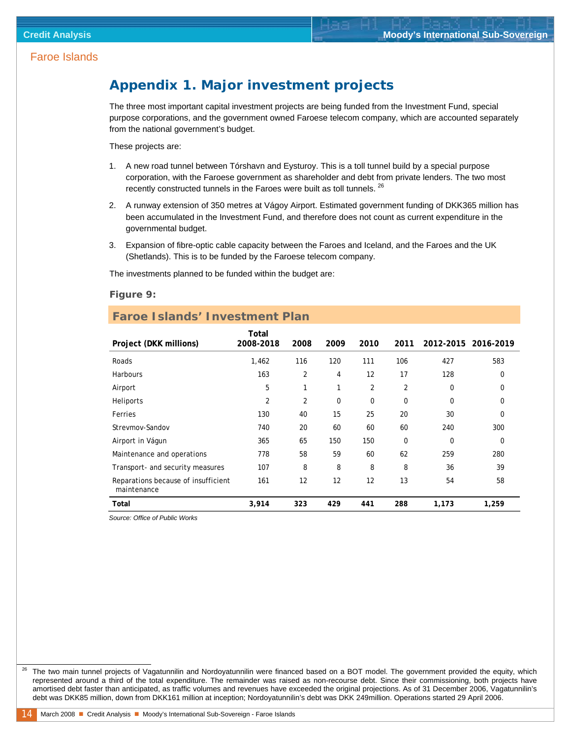Faroe Islands

## Appendix 1. Major investment projects

The three most important capital investment projects are being funded from the Investment Fund, special purpose corporations, and the government owned Faroese telecom company, which are accounted separately from the national government's budget.

These projects are:

1. A new road tunnel between Tórshavn and Eysturoy. This is a toll tunnel build by a special purpose corporation, with the Faroese government as shareholder and debt from private lenders. The two most recently constructed tunnels in the Faroes were built as toll tunnels. [26]

2. A runway extension of 350 metres at Vágoy Airport. Estimated government funding of DKK365 million has been accumulated in the Investment Fund, and therefore does not count as current expenditure in the governmental budget.

3. Expansion of fibre-optic cable capacity between the Faroes and Iceland, and the Faroes and the UK (Shetlands). This is to be funded by the Faroese telecom company.

The investments planned to be funded within the budget are:

**Figure 9:**

**Faroe Islands' Investment Plan**

| Project (DKK millions) | Total 2008-2018 | 2008 | 2009 | 2010 | 2011 | 2012-2015 | 2016-2019 |
|---|---|---|---|---|---|---|---|
| Roads | 1,462 | 116 | 120 | 111 | 106 | 427 | 583 |
| Harbours | 163 | 2 | 4 | 12 | 17 | 128 | 0 |
| Airport | 5 | 1 | 1 | 2 | 2 | 0 | 0 |
| Heliports | 2 | 2 | 0 | 0 | 0 | 0 | 0 |
| Ferries | 130 | 40 | 15 | 25 | 20 | 30 | 0 |
| Strevmov-Sandov | 740 | 20 | 60 | 60 | 60 | 240 | 300 |
| Airport in Vágun | 365 | 65 | 150 | 150 | 0 | 0 | 0 |
| Maintenance and operations | 778 | 58 | 59 | 60 | 62 | 259 | 280 |
| Transport- and security measures | 107 | 8 | 8 | 8 | 8 | 36 | 39 |
| Reparations because of insufficient maintenance | 161 | 12 | 12 | 12 | 13 | 54 | 58 |
| **Total** | **3,914** | **323** | **429** | **441** | **288** | **1,173** | **1,259** |

*Source: Office of Public Works*

[26] The two main tunnel projects of Vagatunnilin and Nordoyatunnilin were financed based on a BOT model. The government provided the equity, which represented around a third of the total expenditure. The remainder was raised as non-recourse debt. Since their commissioning, both projects have amortised debt faster than anticipated, as traffic volumes and revenues have exceeded the original projections. As of 31 December 2006, Vagatunnilin's debt was DKK85 million, down from DKK161 million at inception; Nordoyatunnilin's debt was DKK 249million. Operations started 29 April 2006.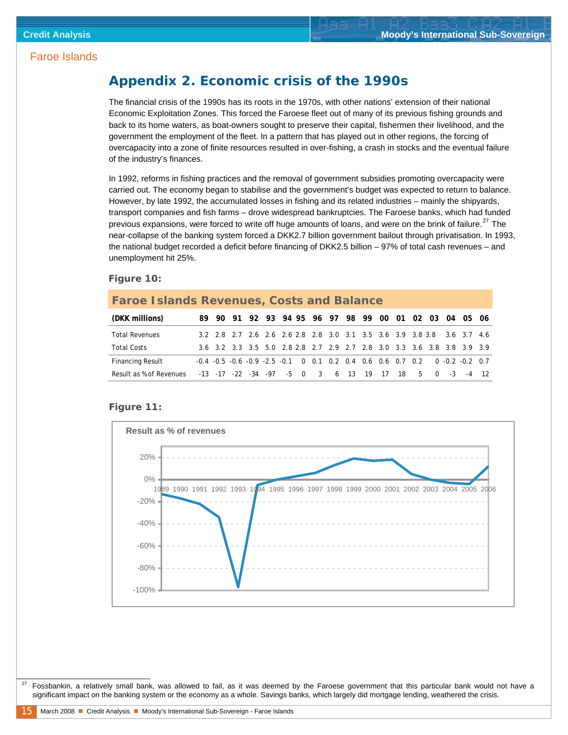Faroe Islands

## Appendix 2. Economic crisis of the 1990s

The financial crisis of the 1990s has its roots in the 1970s, with other nations' extension of their national Economic Exploitation Zones. This forced the Faroese fleet out of many of its previous fishing grounds and back to its home waters, as boat-owners sought to preserve their capital, fishermen their livelihood, and the government the employment of the fleet. In a pattern that has played out in other regions, the forcing of overcapacity into a zone of finite resources resulted in over-fishing, a crash in stocks and the eventual failure of the industry's finances.

In 1992, reforms in fishing practices and the removal of government subsidies promoting overcapacity were carried out. The economy began to stabilise and the government's budget was expected to return to balance. However, by late 1992, the accumulated losses in fishing and its related industries – mainly the shipyards, transport companies and fish farms – drove widespread bankruptcies. The Faroese banks, which had funded previous expansions, were forced to write off huge amounts of loans, and were on the brink of failure.[27] The near-collapse of the banking system forced a DKK2.7 billion government bailout through privatisation. In 1993, the national budget recorded a deficit before financing of DKK2.5 billion – 97% of total cash revenues – and unemployment hit 25%.

**Figure 10:**

**Faroe Islands Revenues, Costs and Balance**

| (DKK millions) | 89 | 90 | 91 | 92 | 93 | 94 | 95 | 96 | 97 | 98 | 99 | 00 | 01 | 02 | 03 | 04 | 05 | 06 |
|---|---|---|---|---|---|---|---|---|---|---|---|---|---|---|---|---|---|---|
| Total Revenues | 3.2 | 2.8 | 2.7 | 2.6 | 2.6 | 2.6 | 2.8 | 2.8 | 3.0 | 3.1 | 3.5 | 3.6 | 3.9 | 3.8 | 3.8 | 3.6 | 3.7 | 4.6 |
| Total Costs | 3.6 | 3.2 | 3.3 | 3.5 | 5.0 | 2.8 | 2.8 | 2.7 | 2.9 | 2.7 | 2.8 | 3.0 | 3.3 | 3.6 | 3.8 | 3.8 | 3.9 | 3.9 |
| Financing Result | -0.4 | -0.5 | -0.6 | -0.9 | -2.5 | -0.1 | 0 | 0.1 | 0.2 | 0.4 | 0.6 | 0.6 | 0.7 | 0.2 | 0 | -0.2 | -0.2 | 0.7 |
| Result as % of Revenues | -13 | -17 | -22 | -34 | -97 | -5 | 0 | 3 | 6 | 13 | 19 | 17 | 18 | 5 | 0 | -3 | -4 | 12 |

**Figure 11:**

Result as % of revenues

---

[27] Fossbankin, a relatively small bank, was allowed to fail, as it was deemed by the Faroese government that this particular bank would not have a significant impact on the banking system or the economy as a whole. Savings banks, which largely did mortgage lending, weathered the crisis.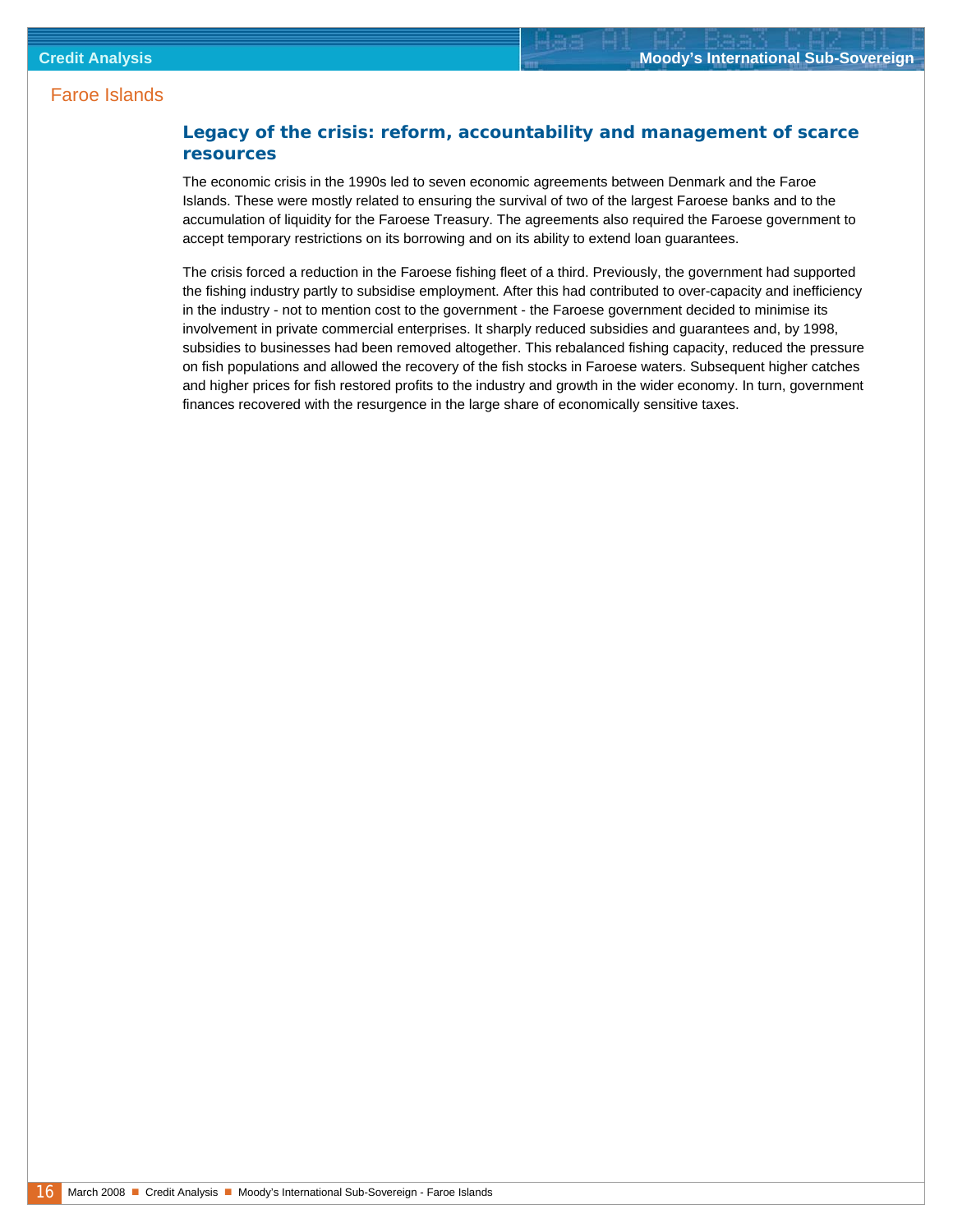## Legacy of the crisis: reform, accountability and management of scarce resources

The economic crisis in the 1990s led to seven economic agreements between Denmark and the Faroe Islands. These were mostly related to ensuring the survival of two of the largest Faroese banks and to the accumulation of liquidity for the Faroese Treasury. The agreements also required the Faroese government to accept temporary restrictions on its borrowing and on its ability to extend loan guarantees.

The crisis forced a reduction in the Faroese fishing fleet of a third. Previously, the government had supported the fishing industry partly to subsidise employment. After this had contributed to over-capacity and inefficiency in the industry - not to mention cost to the government - the Faroese government decided to minimise its involvement in private commercial enterprises. It sharply reduced subsidies and guarantees and, by 1998, subsidies to businesses had been removed altogether. This rebalanced fishing capacity, reduced the pressure on fish populations and allowed the recovery of the fish stocks in Faroese waters. Subsequent higher catches and higher prices for fish restored profits to the industry and growth in the wider economy. In turn, government finances recovered with the resurgence in the large share of economically sensitive taxes.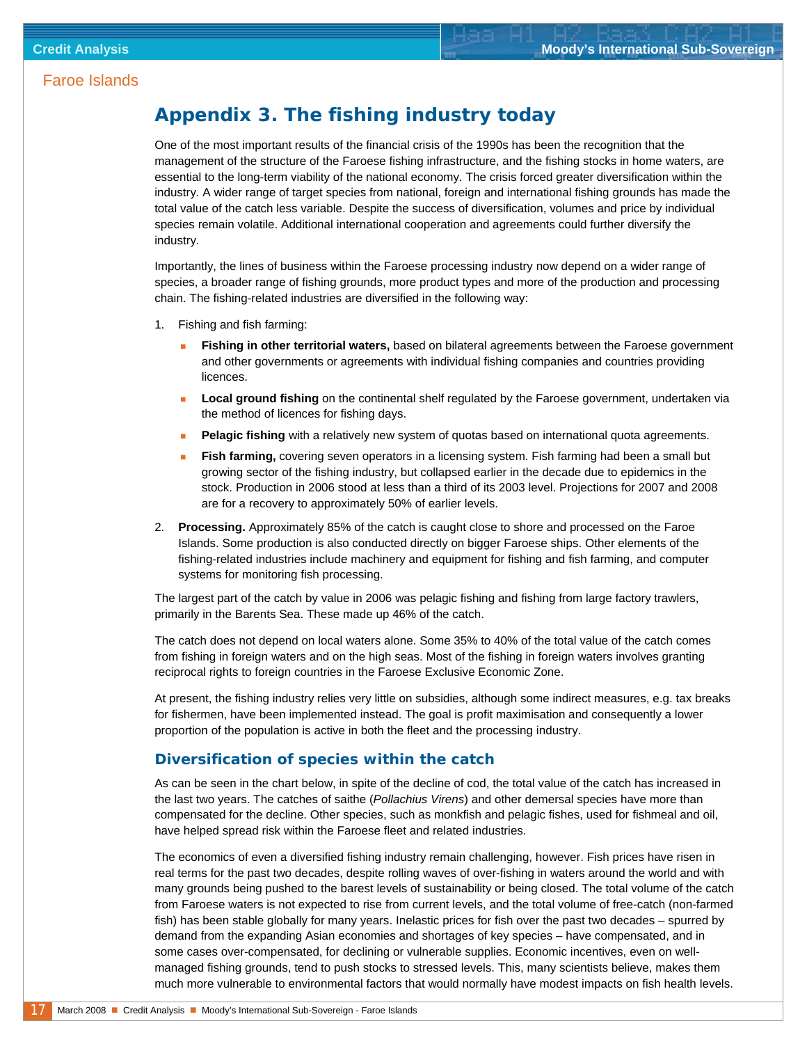# Appendix 3. The fishing industry today

One of the most important results of the financial crisis of the 1990s has been the recognition that the management of the structure of the Faroese fishing infrastructure, and the fishing stocks in home waters, are essential to the long-term viability of the national economy. The crisis forced greater diversification within the industry. A wider range of target species from national, foreign and international fishing grounds has made the total value of the catch less variable. Despite the success of diversification, volumes and price by individual species remain volatile. Additional international cooperation and agreements could further diversify the industry.

Importantly, the lines of business within the Faroese processing industry now depend on a wider range of species, a broader range of fishing grounds, more product types and more of the production and processing chain. The fishing-related industries are diversified in the following way:

1. Fishing and fish farming:
   - **Fishing in other territorial waters,** based on bilateral agreements between the Faroese government and other governments or agreements with individual fishing companies and countries providing licences.
   - **Local ground fishing** on the continental shelf regulated by the Faroese government, undertaken via the method of licences for fishing days.
   - **Pelagic fishing** with a relatively new system of quotas based on international quota agreements.
   - **Fish farming,** covering seven operators in a licensing system. Fish farming had been a small but growing sector of the fishing industry, but collapsed earlier in the decade due to epidemics in the stock. Production in 2006 stood at less than a third of its 2003 level. Projections for 2007 and 2008 are for a recovery to approximately 50% of earlier levels.
2. **Processing.** Approximately 85% of the catch is caught close to shore and processed on the Faroe Islands. Some production is also conducted directly on bigger Faroese ships. Other elements of the fishing-related industries include machinery and equipment for fishing and fish farming, and computer systems for monitoring fish processing.

The largest part of the catch by value in 2006 was pelagic fishing and fishing from large factory trawlers, primarily in the Barents Sea. These made up 46% of the catch.

The catch does not depend on local waters alone. Some 35% to 40% of the total value of the catch comes from fishing in foreign waters and on the high seas. Most of the fishing in foreign waters involves granting reciprocal rights to foreign countries in the Faroese Exclusive Economic Zone.

At present, the fishing industry relies very little on subsidies, although some indirect measures, e.g. tax breaks for fishermen, have been implemented instead. The goal is profit maximisation and consequently a lower proportion of the population is active in both the fleet and the processing industry.

## Diversification of species within the catch

As can be seen in the chart below, in spite of the decline of cod, the total value of the catch has increased in the last two years. The catches of saithe (*Pollachius Virens*) and other demersal species have more than compensated for the decline. Other species, such as monkfish and pelagic fishes, used for fishmeal and oil, have helped spread risk within the Faroese fleet and related industries.

The economics of even a diversified fishing industry remain challenging, however. Fish prices have risen in real terms for the past two decades, despite rolling waves of over-fishing in waters around the world and with many grounds being pushed to the barest levels of sustainability or being closed. The total volume of the catch from Faroese waters is not expected to rise from current levels, and the total volume of free-catch (non-farmed fish) has been stable globally for many years. Inelastic prices for fish over the past two decades – spurred by demand from the expanding Asian economies and shortages of key species – have compensated, and in some cases over-compensated, for declining or vulnerable supplies. Economic incentives, even on well-managed fishing grounds, tend to push stocks to stressed levels. This, many scientists believe, makes them much more vulnerable to environmental factors that would normally have modest impacts on fish health levels.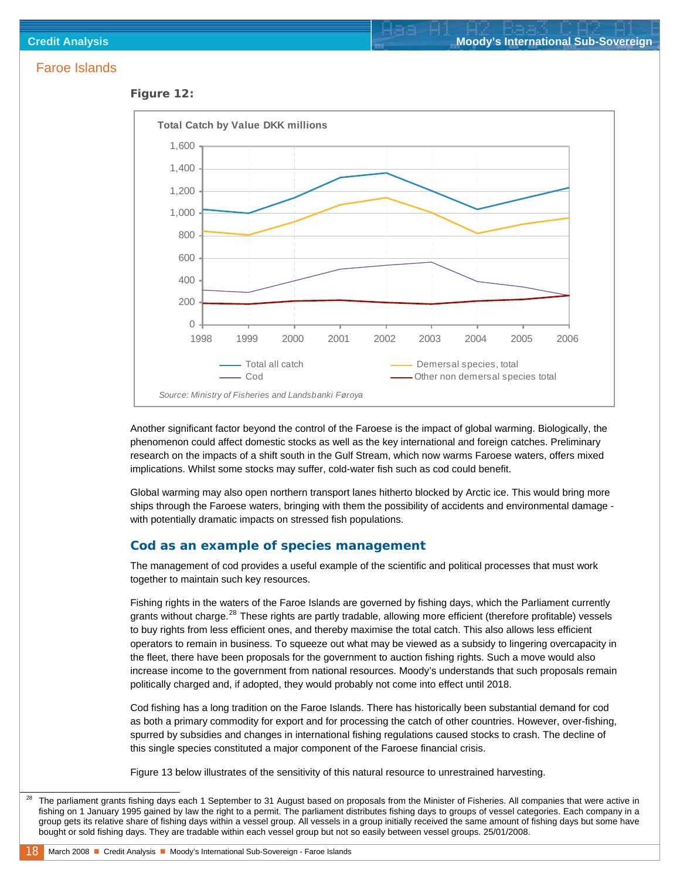## Faroe Islands

**Figure 12:**

**Total Catch by Value DKK millions**

Source: Ministry of Fisheries and Landsbanki Føroya

Another significant factor beyond the control of the Faroese is the impact of global warming. Biologically, the phenomenon could affect domestic stocks as well as the key international and foreign catches. Preliminary research on the impacts of a shift south in the Gulf Stream, which now warms Faroese waters, offers mixed implications. Whilst some stocks may suffer, cold-water fish such as cod could benefit.

Global warming may also open northern transport lanes hitherto blocked by Arctic ice. This would bring more ships through the Faroese waters, bringing with them the possibility of accidents and environmental damage - with potentially dramatic impacts on stressed fish populations.

### Cod as an example of species management

The management of cod provides a useful example of the scientific and political processes that must work together to maintain such key resources.

Fishing rights in the waters of the Faroe Islands are governed by fishing days, which the Parliament currently grants without charge.[28] These rights are partly tradable, allowing more efficient (therefore profitable) vessels to buy rights from less efficient ones, and thereby maximise the total catch. This also allows less efficient operators to remain in business. To squeeze out what may be viewed as a subsidy to lingering overcapacity in the fleet, there have been proposals for the government to auction fishing rights. Such a move would also increase income to the government from national resources. Moody's understands that such proposals remain politically charged and, if adopted, they would probably not come into effect until 2018.

Cod fishing has a long tradition on the Faroe Islands. There has historically been substantial demand for cod as both a primary commodity for export and for processing the catch of other countries. However, over-fishing, spurred by subsidies and changes in international fishing regulations caused stocks to crash. The decline of this single species constituted a major component of the Faroese financial crisis.

Figure 13 below illustrates of the sensitivity of this natural resource to unrestrained harvesting.

[28] The parliament grants fishing days each 1 September to 31 August based on proposals from the Minister of Fisheries. All companies that were active in fishing on 1 January 1995 gained by law the right to a permit. The parliament distributes fishing days to groups of vessel categories. Each company in a group gets its relative share of fishing days within a vessel group. All vessels in a group initially received the same amount of fishing days but some have bought or sold fishing days. They are tradable within each vessel group but not so easily between vessel groups. 25/01/2008.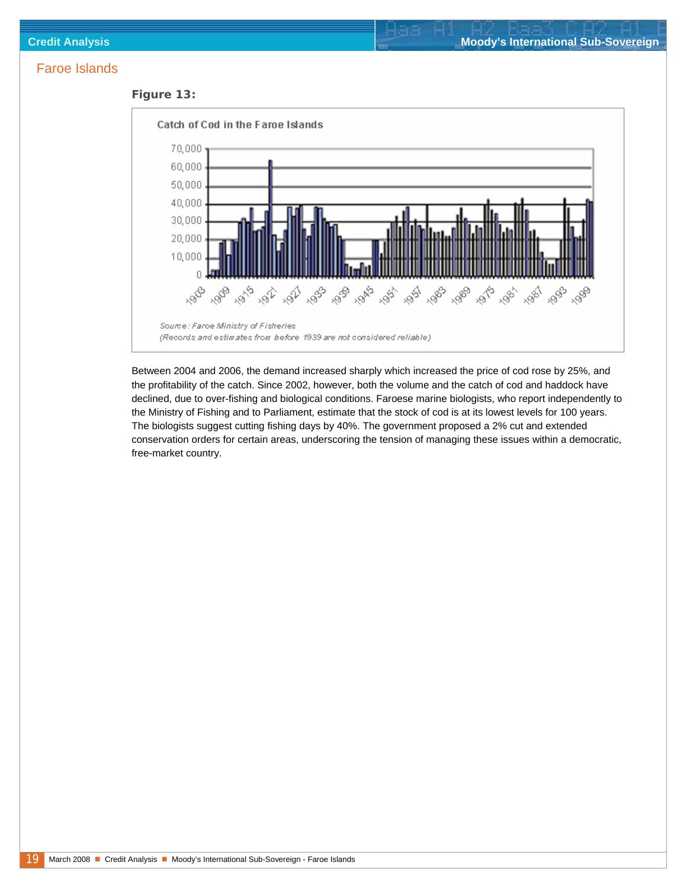## Faroe Islands

**Figure 13:**

Catch of Cod in the Faroe Islands

Source: Faroe Ministry of Fisheries
(Records and estimates from before 1939 are not considered reliable)

Between 2004 and 2006, the demand increased sharply which increased the price of cod rose by 25%, and the profitability of the catch. Since 2002, however, both the volume and the catch of cod and haddock have declined, due to over-fishing and biological conditions. Faroese marine biologists, who report independently to the Ministry of Fishing and to Parliament, estimate that the stock of cod is at its lowest levels for 100 years. The biologists suggest cutting fishing days by 40%. The government proposed a 2% cut and extended conservation orders for certain areas, underscoring the tension of managing these issues within a democratic, free-market country.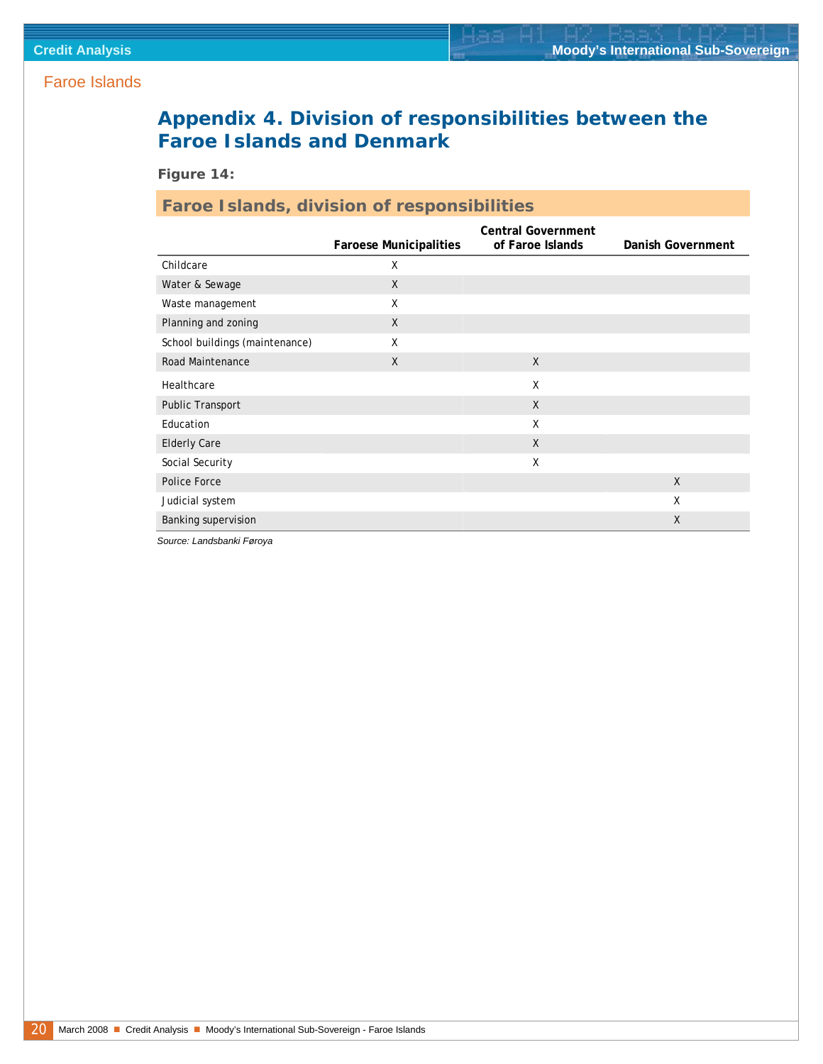Faroe Islands

## Appendix 4. Division of responsibilities between the Faroe Islands and Denmark

**Figure 14:**

### Faroe Islands, division of responsibilities

| | Faroese Municipalities | Central Government of Faroe Islands | Danish Government |
|---|---|---|---|
| Childcare | X | | |
| Water & Sewage | X | | |
| Waste management | X | | |
| Planning and zoning | X | | |
| School buildings (maintenance) | X | | |
| Road Maintenance | X | X | |
| Healthcare | | X | |
| Public Transport | | X | |
| Education | | X | |
| Elderly Care | | X | |
| Social Security | | X | |
| Police Force | | | X |
| Judicial system | | | X |
| Banking supervision | | | X |

*Source: Landsbanki Føroya*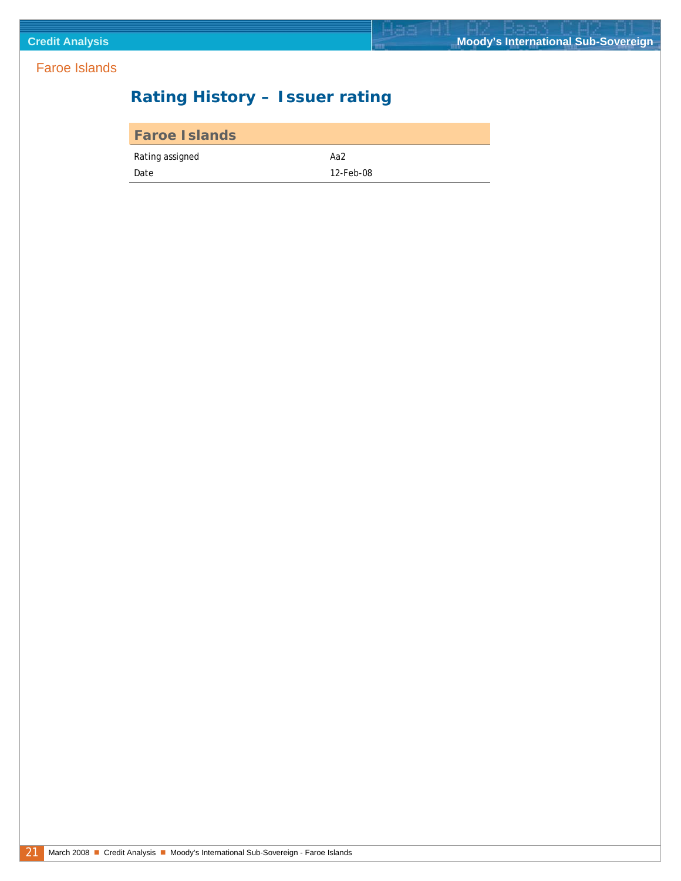## Rating History – Issuer rating

| Faroe Islands | |
|---|---|
| Rating assigned | Aa2 |
| Date | 12-Feb-08 |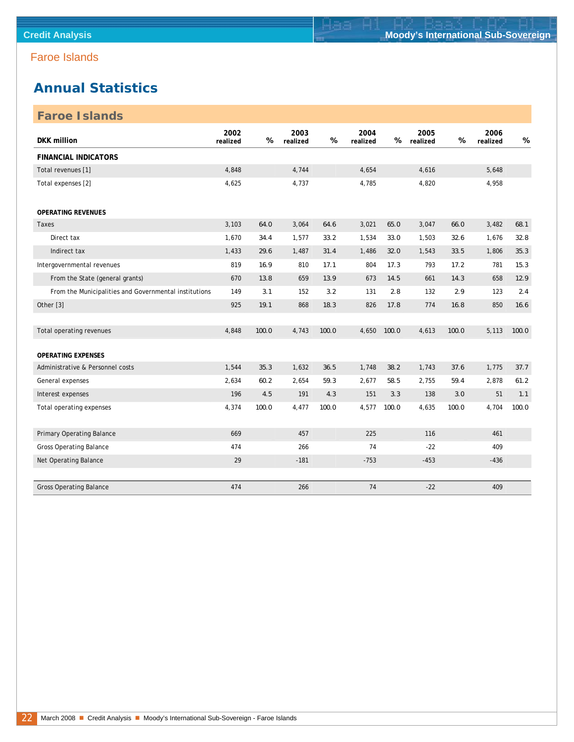Faroe Islands

## Annual Statistics

### Faroe Islands

| DKK million | 2002 realized | % | 2003 realized | % | 2004 realized | % | 2005 realized | % | 2006 realized | % |
|---|---|---|---|---|---|---|---|---|---|---|
| **FINANCIAL INDICATORS** | | | | | | | | | | |
| Total revenues [1] | 4,848 | | 4,744 | | 4,654 | | 4,616 | | 5,648 | |
| Total expenses [2] | 4,625 | | 4,737 | | 4,785 | | 4,820 | | 4,958 | |
| | | | | | | | | | | |
| **OPERATING REVENUES** | | | | | | | | | | |
| Taxes | 3,103 | 64.0 | 3,064 | 64.6 | 3,021 | 65.0 | 3,047 | 66.0 | 3,482 | 68.1 |
| Direct tax | 1,670 | 34.4 | 1,577 | 33.2 | 1,534 | 33.0 | 1,503 | 32.6 | 1,676 | 32.8 |
| Indirect tax | 1,433 | 29.6 | 1,487 | 31.4 | 1,486 | 32.0 | 1,543 | 33.5 | 1,806 | 35.3 |
| Intergovernmental revenues | 819 | 16.9 | 810 | 17.1 | 804 | 17.3 | 793 | 17.2 | 781 | 15.3 |
| From the State (general grants) | 670 | 13.8 | 659 | 13.9 | 673 | 14.5 | 661 | 14.3 | 658 | 12.9 |
| From the Municipalities and Governmental institutions | 149 | 3.1 | 152 | 3.2 | 131 | 2.8 | 132 | 2.9 | 123 | 2.4 |
| Other [3] | 925 | 19.1 | 868 | 18.3 | 826 | 17.8 | 774 | 16.8 | 850 | 16.6 |
| | | | | | | | | | | |
| Total operating revenues | 4,848 | 100.0 | 4,743 | 100.0 | 4,650 | 100.0 | 4,613 | 100.0 | 5,113 | 100.0 |
| | | | | | | | | | | |
| **OPERATING EXPENSES** | | | | | | | | | | |
| Administrative & Personnel costs | 1,544 | 35.3 | 1,632 | 36.5 | 1,748 | 38.2 | 1,743 | 37.6 | 1,775 | 37.7 |
| General expenses | 2,634 | 60.2 | 2,654 | 59.3 | 2,677 | 58.5 | 2,755 | 59.4 | 2,878 | 61.2 |
| Interest expenses | 196 | 4.5 | 191 | 4.3 | 151 | 3.3 | 138 | 3.0 | 51 | 1.1 |
| Total operating expenses | 4,374 | 100.0 | 4,477 | 100.0 | 4,577 | 100.0 | 4,635 | 100.0 | 4,704 | 100.0 |
| | | | | | | | | | | |
| Primary Operating Balance | 669 | | 457 | | 225 | | 116 | | 461 | |
| Gross Operating Balance | 474 | | 266 | | 74 | | -22 | | 409 | |
| Net Operating Balance | 29 | | -181 | | -753 | | -453 | | -436 | |
| | | | | | | | | | | |
| Gross Operating Balance | 474 | | 266 | | 74 | | -22 | | 409 | |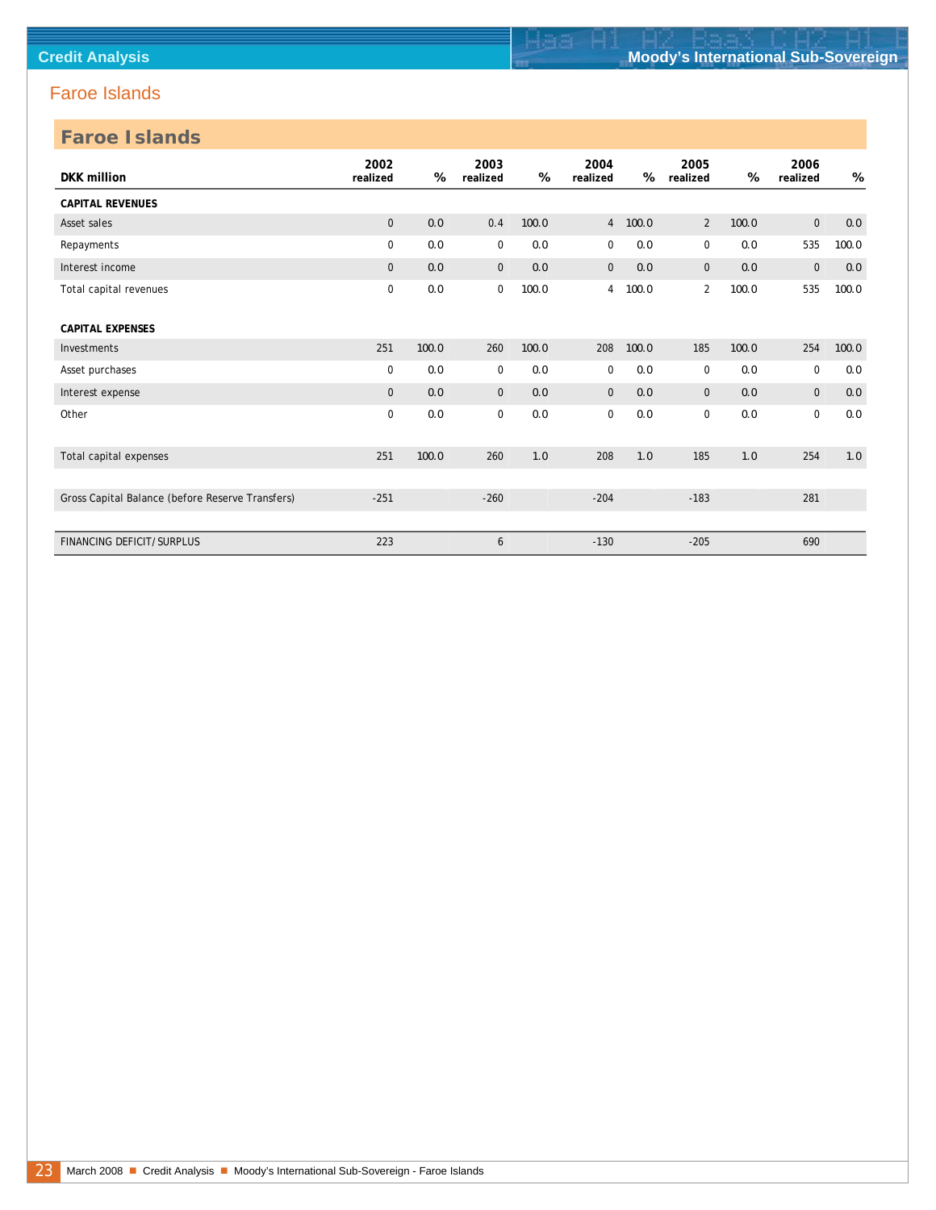## Faroe Islands

### Faroe Islands

| DKK million | 2002 realized | % | 2003 realized | % | 2004 realized | % | 2005 realized | % | 2006 realized | % |
|---|---|---|---|---|---|---|---|---|---|---|
| **CAPITAL REVENUES** | | | | | | | | | | |
| Asset sales | 0 | 0.0 | 0.4 | 100.0 | 4 | 100.0 | 2 | 100.0 | 0 | 0.0 |
| Repayments | 0 | 0.0 | 0 | 0.0 | 0 | 0.0 | 0 | 0.0 | 535 | 100.0 |
| Interest income | 0 | 0.0 | 0 | 0.0 | 0 | 0.0 | 0 | 0.0 | 0 | 0.0 |
| Total capital revenues | 0 | 0.0 | 0 | 100.0 | 4 | 100.0 | 2 | 100.0 | 535 | 100.0 |
| **CAPITAL EXPENSES** | | | | | | | | | | |
| Investments | 251 | 100.0 | 260 | 100.0 | 208 | 100.0 | 185 | 100.0 | 254 | 100.0 |
| Asset purchases | 0 | 0.0 | 0 | 0.0 | 0 | 0.0 | 0 | 0.0 | 0 | 0.0 |
| Interest expense | 0 | 0.0 | 0 | 0.0 | 0 | 0.0 | 0 | 0.0 | 0 | 0.0 |
| Other | 0 | 0.0 | 0 | 0.0 | 0 | 0.0 | 0 | 0.0 | 0 | 0.0 |
| Total capital expenses | 251 | 100.0 | 260 | 1.0 | 208 | 1.0 | 185 | 1.0 | 254 | 1.0 |
| Gross Capital Balance (before Reserve Transfers) | -251 | | -260 | | -204 | | -183 | | 281 | |
| FINANCING DEFICIT/SURPLUS | 223 | | 6 | | -130 | | -205 | | 690 | |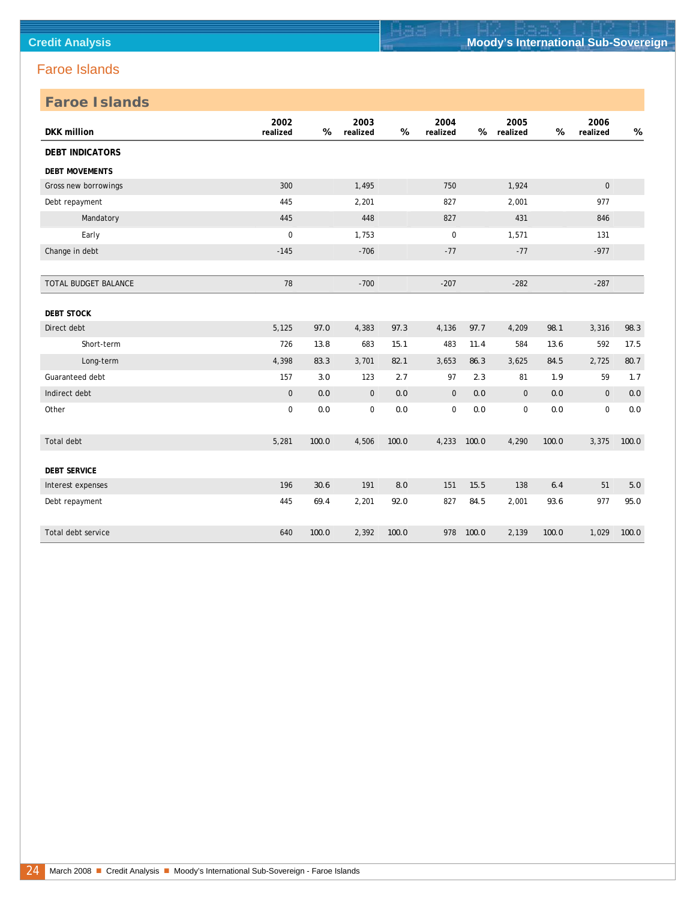## Faroe Islands

### Faroe Islands

| DKK million | 2002 realized | % | 2003 realized | % | 2004 realized | % | 2005 realized | % | 2006 realized | % |
|---|---|---|---|---|---|---|---|---|---|---|
| **DEBT INDICATORS** | | | | | | | | | | |
| **DEBT MOVEMENTS** | | | | | | | | | | |
| Gross new borrowings | 300 | | 1,495 | | 750 | | 1,924 | | 0 | |
| Debt repayment | 445 | | 2,201 | | 827 | | 2,001 | | 977 | |
| Mandatory | 445 | | 448 | | 827 | | 431 | | 846 | |
| Early | 0 | | 1,753 | | 0 | | 1,571 | | 131 | |
| Change in debt | -145 | | -706 | | -77 | | -77 | | -977 | |
| TOTAL BUDGET BALANCE | 78 | | -700 | | -207 | | -282 | | -287 | |
| **DEBT STOCK** | | | | | | | | | | |
| Direct debt | 5,125 | 97.0 | 4,383 | 97.3 | 4,136 | 97.7 | 4,209 | 98.1 | 3,316 | 98.3 |
| Short-term | 726 | 13.8 | 683 | 15.1 | 483 | 11.4 | 584 | 13.6 | 592 | 17.5 |
| Long-term | 4,398 | 83.3 | 3,701 | 82.1 | 3,653 | 86.3 | 3,625 | 84.5 | 2,725 | 80.7 |
| Guaranteed debt | 157 | 3.0 | 123 | 2.7 | 97 | 2.3 | 81 | 1.9 | 59 | 1.7 |
| Indirect debt | 0 | 0.0 | 0 | 0.0 | 0 | 0.0 | 0 | 0.0 | 0 | 0.0 |
| Other | 0 | 0.0 | 0 | 0.0 | 0 | 0.0 | 0 | 0.0 | 0 | 0.0 |
| Total debt | 5,281 | 100.0 | 4,506 | 100.0 | 4,233 | 100.0 | 4,290 | 100.0 | 3,375 | 100.0 |
| **DEBT SERVICE** | | | | | | | | | | |
| Interest expenses | 196 | 30.6 | 191 | 8.0 | 151 | 15.5 | 138 | 6.4 | 51 | 5.0 |
| Debt repayment | 445 | 69.4 | 2,201 | 92.0 | 827 | 84.5 | 2,001 | 93.6 | 977 | 95.0 |
| Total debt service | 640 | 100.0 | 2,392 | 100.0 | 978 | 100.0 | 2,139 | 100.0 | 1,029 | 100.0 |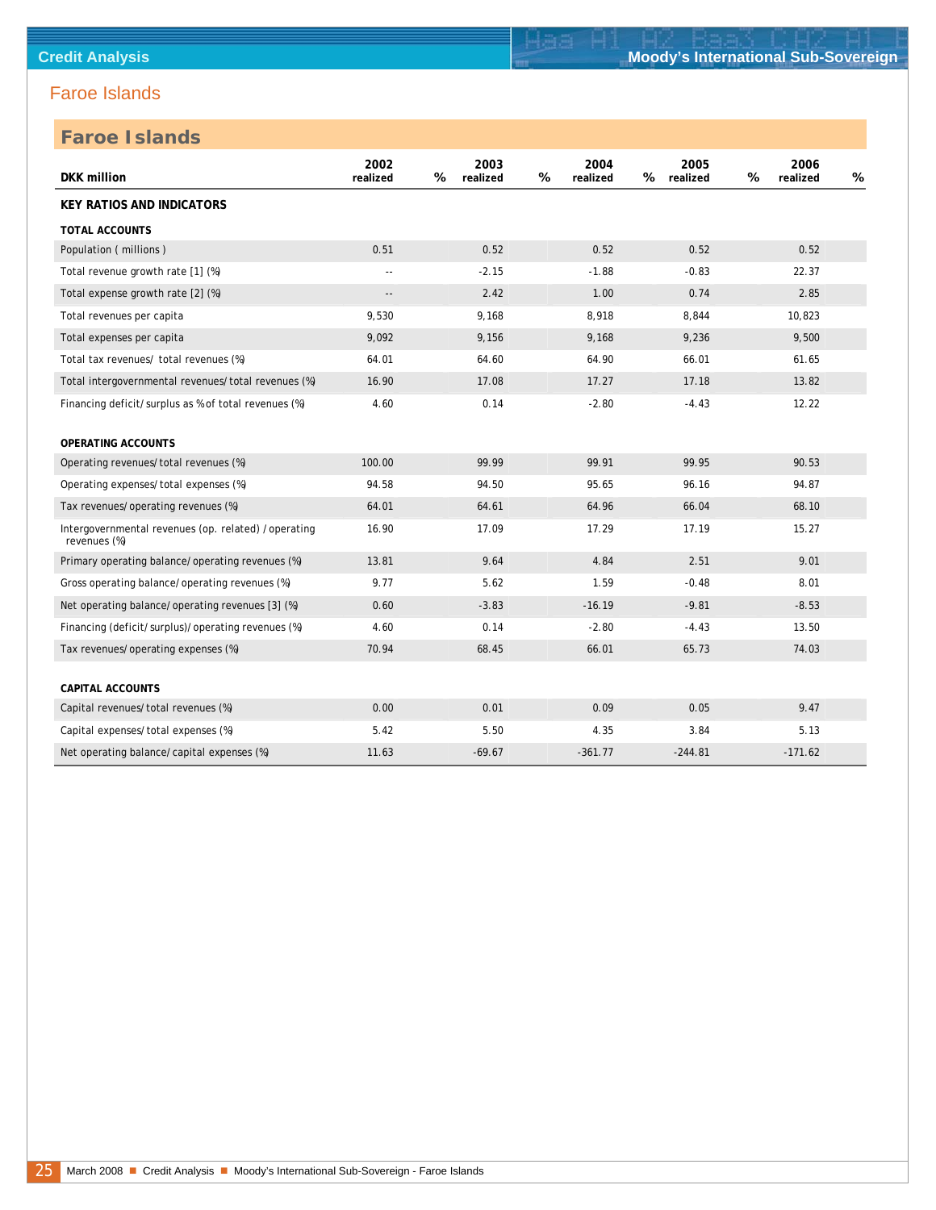## Faroe Islands

## Faroe Islands

| DKK million | 2002 realized | % | 2003 realized | % | 2004 realized | % | 2005 realized | % | 2006 realized | % |
|---|---|---|---|---|---|---|---|---|---|---|
| **KEY RATIOS AND INDICATORS** | | | | | | | | | | |
| **TOTAL ACCOUNTS** | | | | | | | | | | |
| Population ( millions ) | 0.51 | | 0.52 | | 0.52 | | 0.52 | | 0.52 | |
| Total revenue growth rate [1] (%) | -- | | -2.15 | | -1.88 | | -0.83 | | 22.37 | |
| Total expense growth rate [2] (%) | -- | | 2.42 | | 1.00 | | 0.74 | | 2.85 | |
| Total revenues per capita | 9,530 | | 9,168 | | 8,918 | | 8,844 | | 10,823 | |
| Total expenses per capita | 9,092 | | 9,156 | | 9,168 | | 9,236 | | 9,500 | |
| Total tax revenues/ total revenues (%) | 64.01 | | 64.60 | | 64.90 | | 66.01 | | 61.65 | |
| Total intergovernmental revenues/total revenues (%) | 16.90 | | 17.08 | | 17.27 | | 17.18 | | 13.82 | |
| Financing deficit/surplus as % of total revenues (%) | 4.60 | | 0.14 | | -2.80 | | -4.43 | | 12.22 | |
| **OPERATING ACCOUNTS** | | | | | | | | | | |
| Operating revenues/total revenues (%) | 100.00 | | 99.99 | | 99.91 | | 99.95 | | 90.53 | |
| Operating expenses/total expenses (%) | 94.58 | | 94.50 | | 95.65 | | 96.16 | | 94.87 | |
| Tax revenues/operating revenues (%) | 64.01 | | 64.61 | | 64.96 | | 66.04 | | 68.10 | |
| Intergovernmental revenues (op. related) / operating revenues (%) | 16.90 | | 17.09 | | 17.29 | | 17.19 | | 15.27 | |
| Primary operating balance/operating revenues (%) | 13.81 | | 9.64 | | 4.84 | | 2.51 | | 9.01 | |
| Gross operating balance/operating revenues (%) | 9.77 | | 5.62 | | 1.59 | | -0.48 | | 8.01 | |
| Net operating balance/operating revenues [3] (%) | 0.60 | | -3.83 | | -16.19 | | -9.81 | | -8.53 | |
| Financing (deficit/surplus)/operating revenues (%) | 4.60 | | 0.14 | | -2.80 | | -4.43 | | 13.50 | |
| Tax revenues/operating expenses (%) | 70.94 | | 68.45 | | 66.01 | | 65.73 | | 74.03 | |
| **CAPITAL ACCOUNTS** | | | | | | | | | | |
| Capital revenues/total revenues (%) | 0.00 | | 0.01 | | 0.09 | | 0.05 | | 9.47 | |
| Capital expenses/total expenses (%) | 5.42 | | 5.50 | | 4.35 | | 3.84 | | 5.13 | |
| Net operating balance/capital expenses (%) | 11.63 | | -69.67 | | -361.77 | | -244.81 | | -171.62 | |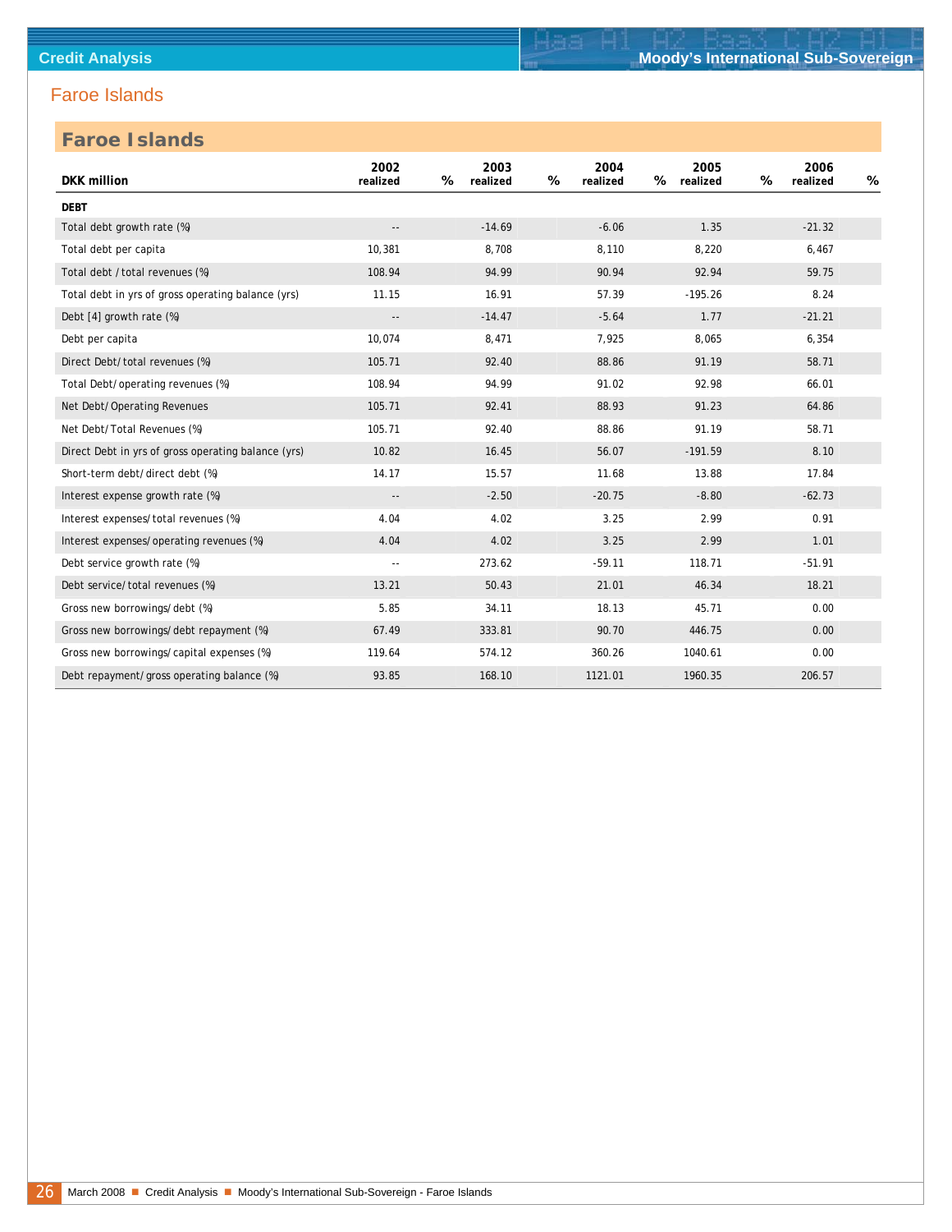## Faroe Islands

### Faroe Islands

| DKK million | 2002 realized | % | 2003 realized | % | 2004 realized | % | 2005 realized | % | 2006 realized | % |
|---|---|---|---|---|---|---|---|---|---|---|
| **DEBT** | | | | | | | | | | |
| Total debt growth rate (%) | -- | | -14.69 | | -6.06 | | 1.35 | | -21.32 | |
| Total debt per capita | 10,381 | | 8,708 | | 8,110 | | 8,220 | | 6,467 | |
| Total debt / total revenues (%) | 108.94 | | 94.99 | | 90.94 | | 92.94 | | 59.75 | |
| Total debt in yrs of gross operating balance (yrs) | 11.15 | | 16.91 | | 57.39 | | -195.26 | | 8.24 | |
| Debt [4] growth rate (%) | -- | | -14.47 | | -5.64 | | 1.77 | | -21.21 | |
| Debt per capita | 10,074 | | 8,471 | | 7,925 | | 8,065 | | 6,354 | |
| Direct Debt/total revenues (%) | 105.71 | | 92.40 | | 88.86 | | 91.19 | | 58.71 | |
| Total Debt/operating revenues (%) | 108.94 | | 94.99 | | 91.02 | | 92.98 | | 66.01 | |
| Net Debt/Operating Revenues | 105.71 | | 92.41 | | 88.93 | | 91.23 | | 64.86 | |
| Net Debt/Total Revenues (%) | 105.71 | | 92.40 | | 88.86 | | 91.19 | | 58.71 | |
| Direct Debt in yrs of gross operating balance (yrs) | 10.82 | | 16.45 | | 56.07 | | -191.59 | | 8.10 | |
| Short-term debt/direct debt (%) | 14.17 | | 15.57 | | 11.68 | | 13.88 | | 17.84 | |
| Interest expense growth rate (%) | -- | | -2.50 | | -20.75 | | -8.80 | | -62.73 | |
| Interest expenses/total revenues (%) | 4.04 | | 4.02 | | 3.25 | | 2.99 | | 0.91 | |
| Interest expenses/operating revenues (%) | 4.04 | | 4.02 | | 3.25 | | 2.99 | | 1.01 | |
| Debt service growth rate (%) | -- | | 273.62 | | -59.11 | | 118.71 | | -51.91 | |
| Debt service/total revenues (%) | 13.21 | | 50.43 | | 21.01 | | 46.34 | | 18.21 | |
| Gross new borrowings/debt (%) | 5.85 | | 34.11 | | 18.13 | | 45.71 | | 0.00 | |
| Gross new borrowings/debt repayment (%) | 67.49 | | 333.81 | | 90.70 | | 446.75 | | 0.00 | |
| Gross new borrowings/capital expenses (%) | 119.64 | | 574.12 | | 360.26 | | 1040.61 | | 0.00 | |
| Debt repayment/gross operating balance (%) | 93.85 | | 168.10 | | 1121.01 | | 1960.35 | | 206.57 | |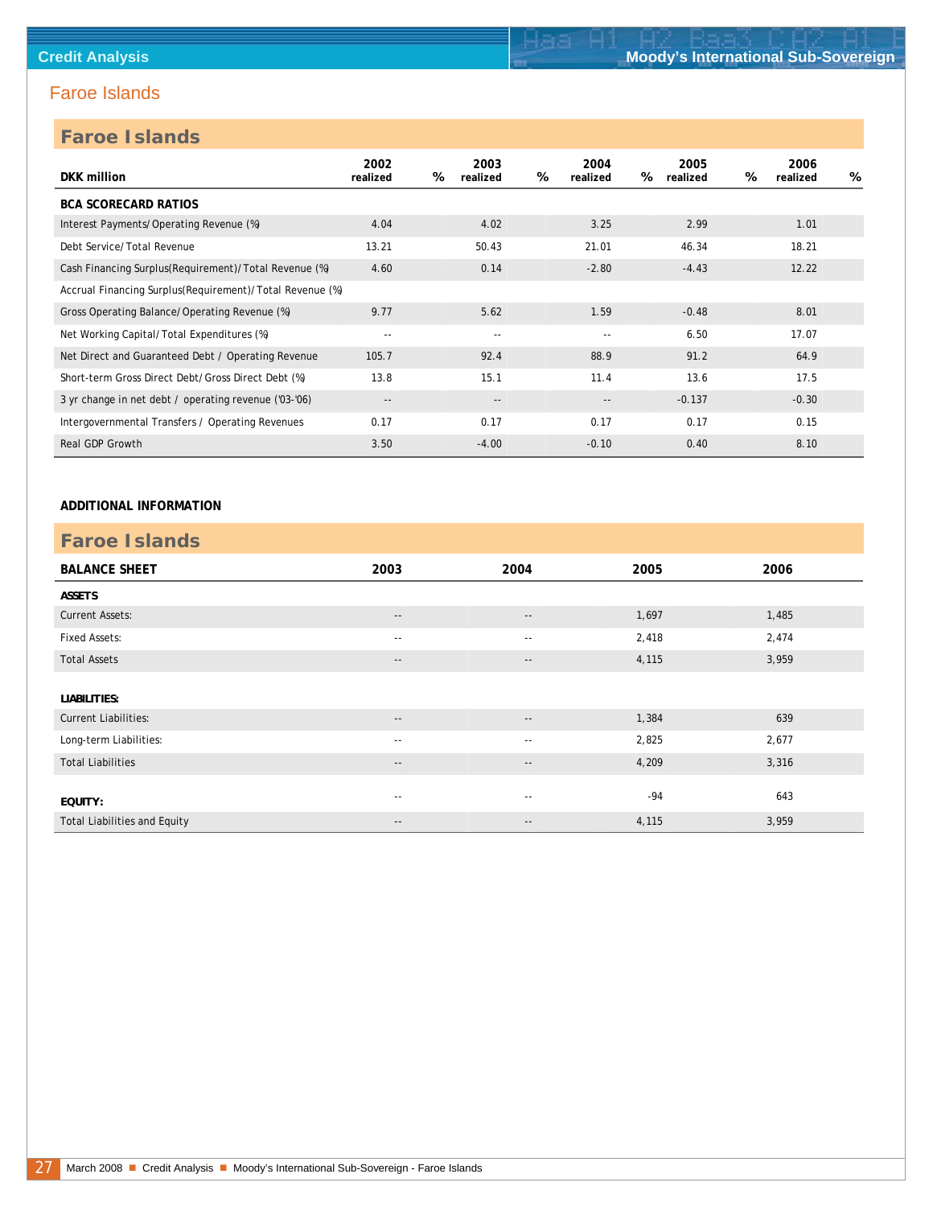# Faroe Islands

## Faroe Islands

| DKK million | 2002 realized | % | 2003 realized | % | 2004 realized | % | 2005 realized | % | 2006 realized | % |
|---|---|---|---|---|---|---|---|---|---|---|
| **BCA SCORECARD RATIOS** | | | | | | | | | | |
| Interest Payments/Operating Revenue (%) | 4.04 | | 4.02 | | 3.25 | | 2.99 | | 1.01 | |
| Debt Service/Total Revenue | 13.21 | | 50.43 | | 21.01 | | 46.34 | | 18.21 | |
| Cash Financing Surplus(Requirement)/Total Revenue (%) | 4.60 | | 0.14 | | -2.80 | | -4.43 | | 12.22 | |
| Accrual Financing Surplus(Requirement)/Total Revenue (%) | | | | | | | | | | |
| Gross Operating Balance/Operating Revenue (%) | 9.77 | | 5.62 | | 1.59 | | -0.48 | | 8.01 | |
| Net Working Capital/Total Expenditures (%) | -- | | -- | | -- | | 6.50 | | 17.07 | |
| Net Direct and Guaranteed Debt / Operating Revenue | 105.7 | | 92.4 | | 88.9 | | 91.2 | | 64.9 | |
| Short-term Gross Direct Debt/Gross Direct Debt (%) | 13.8 | | 15.1 | | 11.4 | | 13.6 | | 17.5 | |
| 3 yr change in net debt / operating revenue ('03-'06) | -- | | -- | | -- | | -0.137 | | -0.30 | |
| Intergovernmental Transfers / Operating Revenues | 0.17 | | 0.17 | | 0.17 | | 0.17 | | 0.15 | |
| Real GDP Growth | 3.50 | | -4.00 | | -0.10 | | 0.40 | | 8.10 | |

**ADDITIONAL INFORMATION**

## Faroe Islands

| BALANCE SHEET | 2003 | 2004 | 2005 | 2006 |
|---|---|---|---|---|
| **ASSETS** | | | | |
| Current Assets: | -- | -- | 1,697 | 1,485 |
| Fixed Assets: | -- | -- | 2,418 | 2,474 |
| Total Assets | -- | -- | 4,115 | 3,959 |
| **LIABILITIES:** | | | | |
| Current Liabilities: | -- | -- | 1,384 | 639 |
| Long-term Liabilities: | -- | -- | 2,825 | 2,677 |
| Total Liabilities | -- | -- | 4,209 | 3,316 |
| **EQUITY:** | -- | -- | -94 | 643 |
| Total Liabilities and Equity | -- | -- | 4,115 | 3,959 |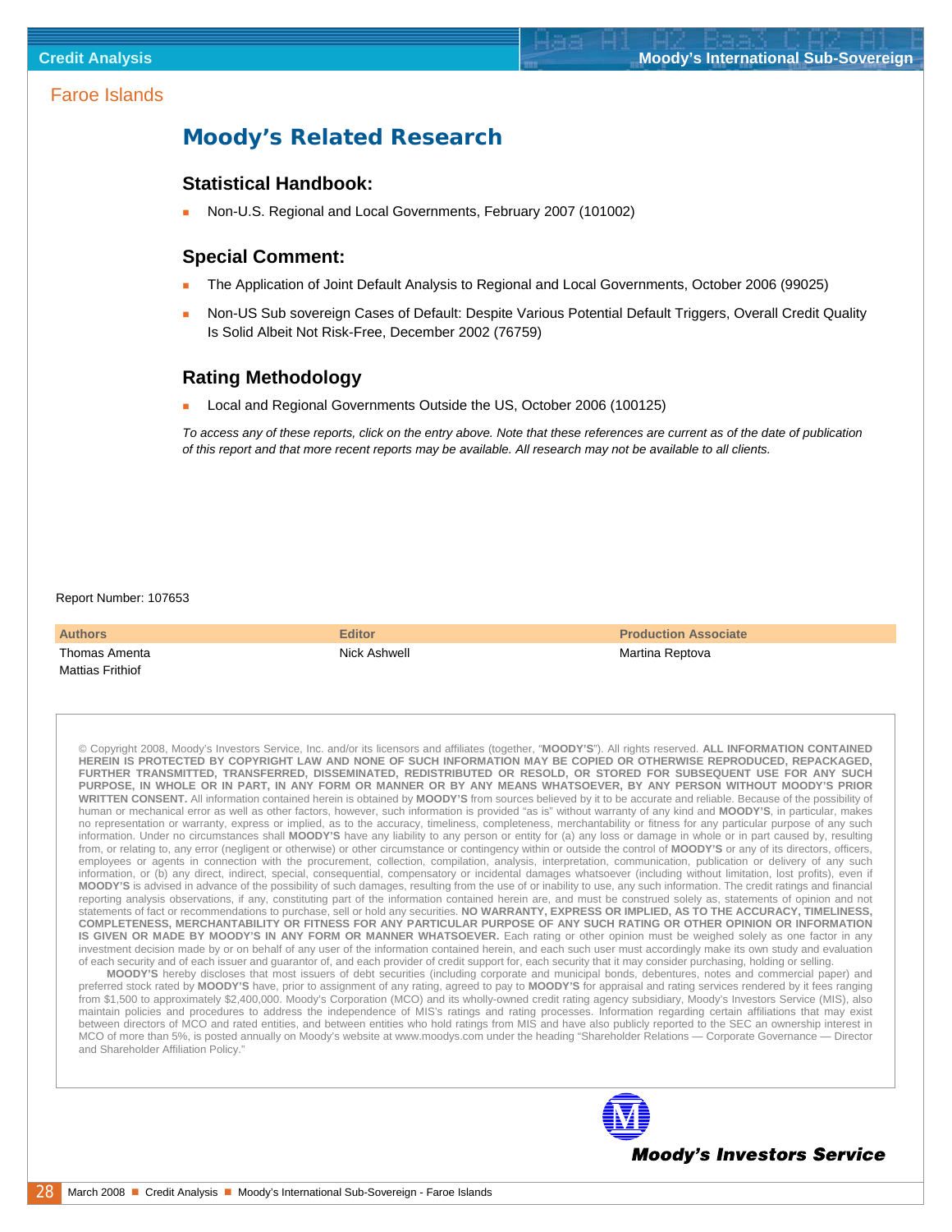# Moody's Related Research

### Statistical Handbook:

- Non-U.S. Regional and Local Governments, February 2007 (101002)

### Special Comment:

- The Application of Joint Default Analysis to Regional and Local Governments, October 2006 (99025)
- Non-US Sub sovereign Cases of Default: Despite Various Potential Default Triggers, Overall Credit Quality Is Solid Albeit Not Risk-Free, December 2002 (76759)

### Rating Methodology

- Local and Regional Governments Outside the US, October 2006 (100125)

*To access any of these reports, click on the entry above. Note that these references are current as of the date of publication of this report and that more recent reports may be available. All research may not be available to all clients.*

Report Number: 107653

| Authors | Editor | Production Associate |
|---|---|---|
| Thomas Amenta<br>Mattias Frithiof | Nick Ashwell | Martina Reptova |

© Copyright 2008, Moody's Investors Service, Inc. and/or its licensors and affiliates (together, "**MOODY'S**"). All rights reserved. **ALL INFORMATION CONTAINED HEREIN IS PROTECTED BY COPYRIGHT LAW AND NONE OF SUCH INFORMATION MAY BE COPIED OR OTHERWISE REPRODUCED, REPACKAGED, FURTHER TRANSMITTED, TRANSFERRED, DISSEMINATED, REDISTRIBUTED OR RESOLD, OR STORED FOR SUBSEQUENT USE FOR ANY SUCH PURPOSE, IN WHOLE OR IN PART, IN ANY FORM OR MANNER OR BY ANY MEANS WHATSOEVER, BY ANY PERSON WITHOUT MOODY'S PRIOR WRITTEN CONSENT.** All information contained herein is obtained by **MOODY'S** from sources believed by it to be accurate and reliable. Because of the possibility of human or mechanical error as well as other factors, however, such information is provided "as is" without warranty of any kind and **MOODY'S**, in particular, makes no representation or warranty, express or implied, as to the accuracy, timeliness, completeness, merchantability or fitness for any particular purpose of any such information. Under no circumstances shall **MOODY'S** have any liability to any person or entity for (a) any loss or damage in whole or in part caused by, resulting from, or relating to, any error (negligent or otherwise) or other circumstance or contingency within or outside the control of **MOODY'S** or any of its directors, officers, employees or agents in connection with the procurement, collection, compilation, analysis, interpretation, communication, publication or delivery of any such information, or (b) any direct, indirect, special, consequential, compensatory or incidental damages whatsoever (including without limitation, lost profits), even if **MOODY'S** is advised in advance of the possibility of such damages, resulting from the use of or inability to use, any such information. The credit ratings and financial reporting analysis observations, if any, constituting part of the information contained herein are, and must be construed solely as, statements of opinion and not statements of fact or recommendations to purchase, sell or hold any securities. **NO WARRANTY, EXPRESS OR IMPLIED, AS TO THE ACCURACY, TIMELINESS, COMPLETENESS, MERCHANTABILITY OR FITNESS FOR ANY PARTICULAR PURPOSE OF ANY SUCH RATING OR OTHER OPINION OR INFORMATION IS GIVEN OR MADE BY MOODY'S IN ANY FORM OR MANNER WHATSOEVER.** Each rating or other opinion must be weighed solely as one factor in any investment decision made by or on behalf of any user of the information contained herein, and each such user must accordingly make its own study and evaluation of each security and of each issuer and guarantor of, and each provider of credit support for, each security that it may consider purchasing, holding or selling.

**MOODY'S** hereby discloses that most issuers of debt securities (including corporate and municipal bonds, debentures, notes and commercial paper) and preferred stock rated by **MOODY'S** have, prior to assignment of any rating, agreed to pay to **MOODY'S** for appraisal and rating services rendered by it fees ranging from $1,500 to approximately $2,400,000. Moody's Corporation (MCO) and its wholly-owned credit rating agency subsidiary, Moody's Investors Service (MIS), also maintain policies and procedures to address the independence of MIS's ratings and rating processes. Information regarding certain affiliations that may exist between directors of MCO and rated entities, and between entities who hold ratings from MIS and have also publicly reported to the SEC an ownership interest in MCO of more than 5%, is posted annually on Moody's website at www.moodys.com under the heading "Shareholder Relations — Corporate Governance — Director and Shareholder Affiliation Policy."

**Moody's Investors Service**